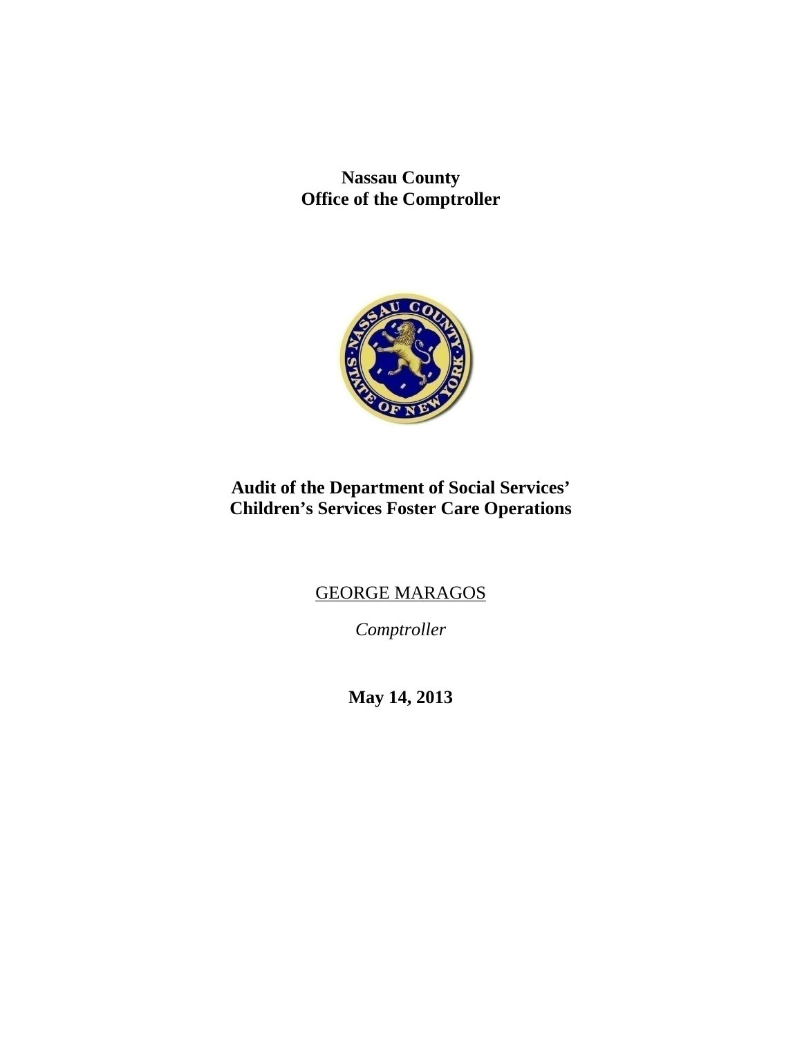**Nassau County**
**Office of the Comptroller**

# Audit of the Department of Social Services' Children's Services Foster Care Operations

GEORGE MARAGOS

*Comptroller*

**May 14, 2013**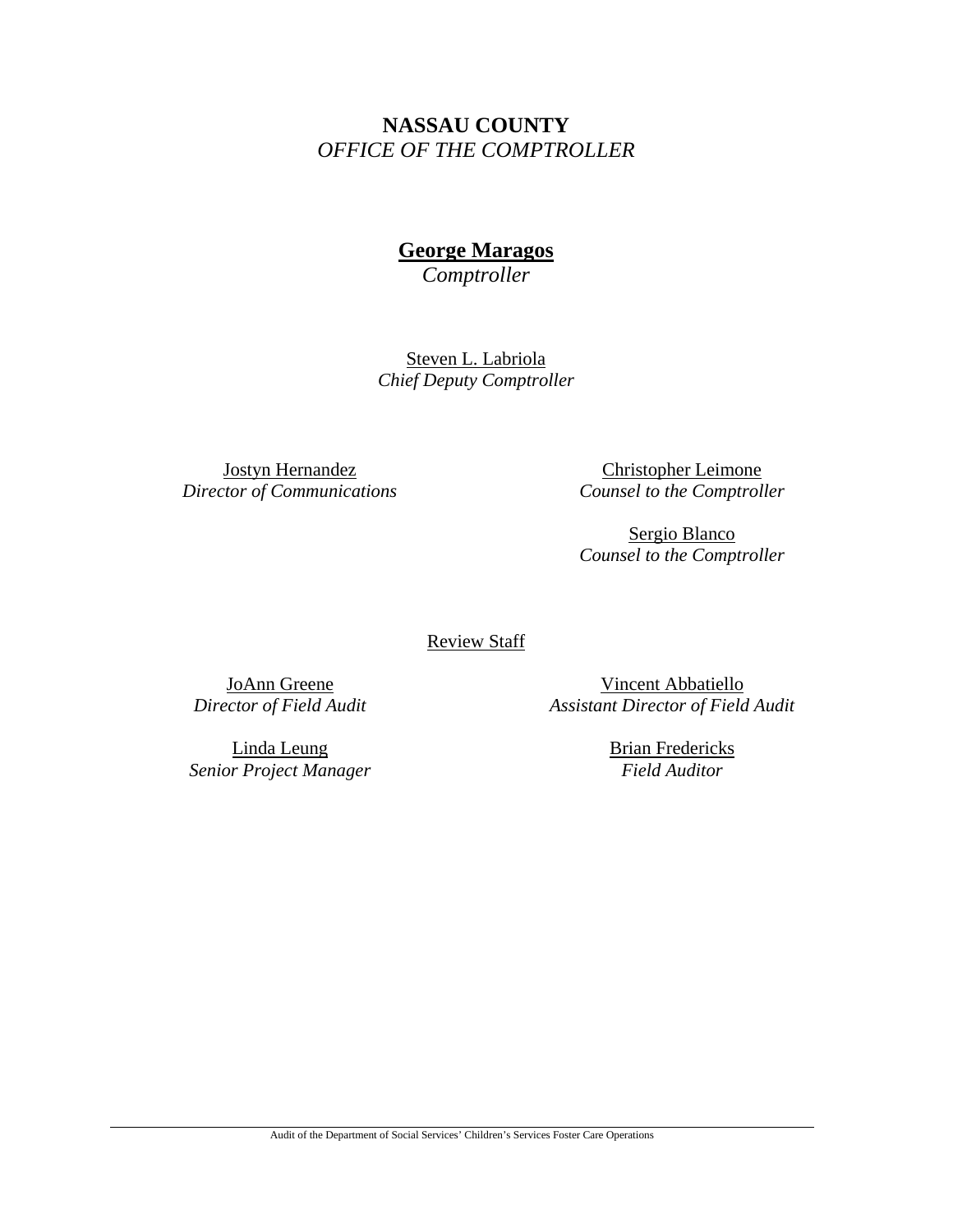**NASSAU COUNTY**
*OFFICE OF THE COMPTROLLER*

**George Maragos**
*Comptroller*

Steven L. Labriola
*Chief Deputy Comptroller*

Jostyn Hernandez
*Director of Communications*

Christopher Leimone
*Counsel to the Comptroller*

Sergio Blanco
*Counsel to the Comptroller*

Review Staff

JoAnn Greene
*Director of Field Audit*

Vincent Abbatiello
*Assistant Director of Field Audit*

Linda Leung
*Senior Project Manager*

Brian Fredericks
*Field Auditor*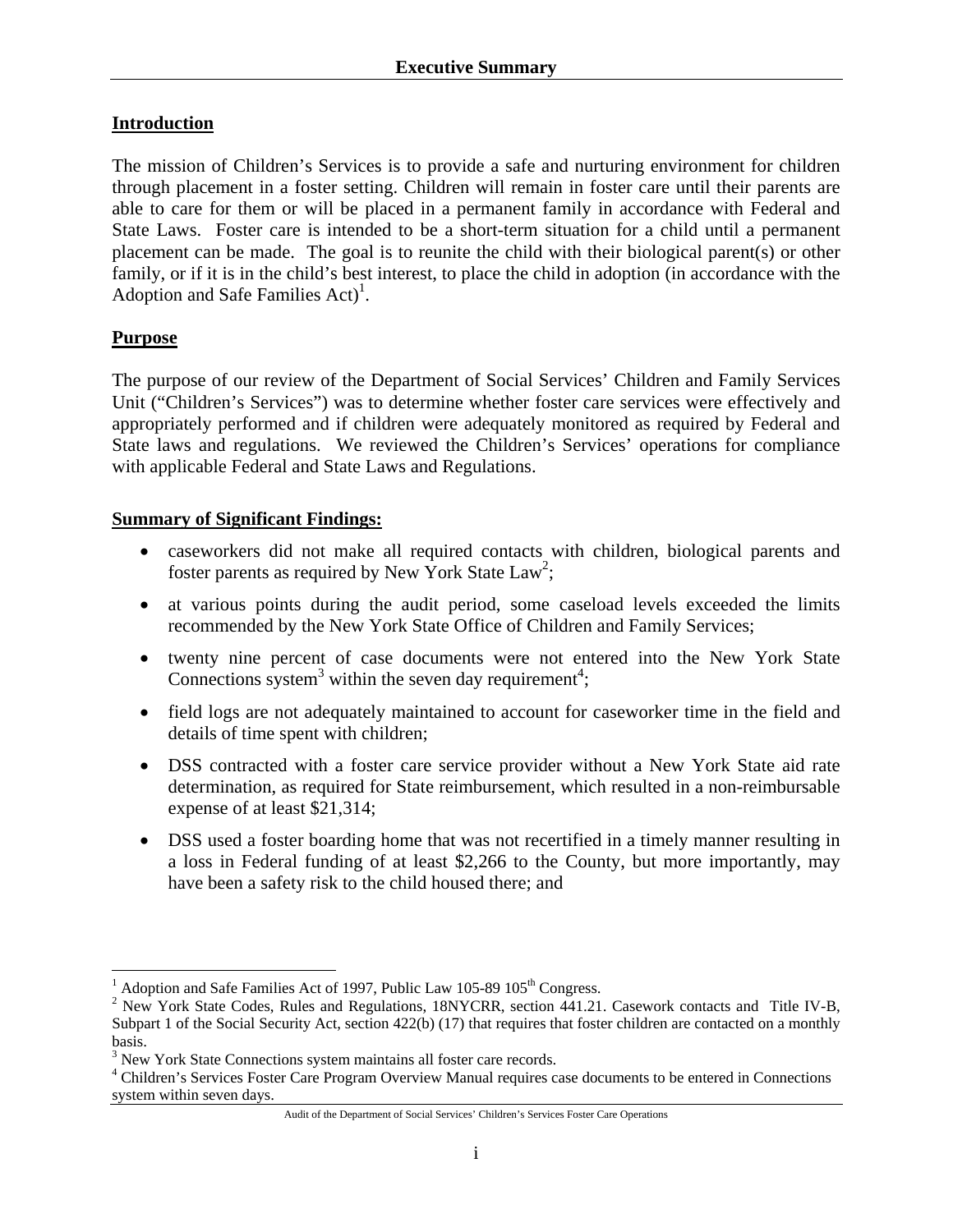# Executive Summary

## Introduction

The mission of Children's Services is to provide a safe and nurturing environment for children through placement in a foster setting. Children will remain in foster care until their parents are able to care for them or will be placed in a permanent family in accordance with Federal and State Laws. Foster care is intended to be a short-term situation for a child until a permanent placement can be made. The goal is to reunite the child with their biological parent(s) or other family, or if it is in the child's best interest, to place the child in adoption (in accordance with the Adoption and Safe Families Act)[1].

## Purpose

The purpose of our review of the Department of Social Services' Children and Family Services Unit ("Children's Services") was to determine whether foster care services were effectively and appropriately performed and if children were adequately monitored as required by Federal and State laws and regulations. We reviewed the Children's Services' operations for compliance with applicable Federal and State Laws and Regulations.

## Summary of Significant Findings:

- caseworkers did not make all required contacts with children, biological parents and foster parents as required by New York State Law[2];
- at various points during the audit period, some caseload levels exceeded the limits recommended by the New York State Office of Children and Family Services;
- twenty nine percent of case documents were not entered into the New York State Connections system[3] within the seven day requirement[4];
- field logs are not adequately maintained to account for caseworker time in the field and details of time spent with children;
- DSS contracted with a foster care service provider without a New York State aid rate determination, as required for State reimbursement, which resulted in a non-reimbursable expense of at least $21,314;
- DSS used a foster boarding home that was not recertified in a timely manner resulting in a loss in Federal funding of at least $2,266 to the County, but more importantly, may have been a safety risk to the child housed there; and

---

[1] Adoption and Safe Families Act of 1997, Public Law 105-89 105th Congress.

[2] New York State Codes, Rules and Regulations, 18NYCRR, section 441.21. Casework contacts and Title IV-B, Subpart 1 of the Social Security Act, section 422(b) (17) that requires that foster children are contacted on a monthly basis.

[3] New York State Connections system maintains all foster care records.

[4] Children's Services Foster Care Program Overview Manual requires case documents to be entered in Connections system within seven days.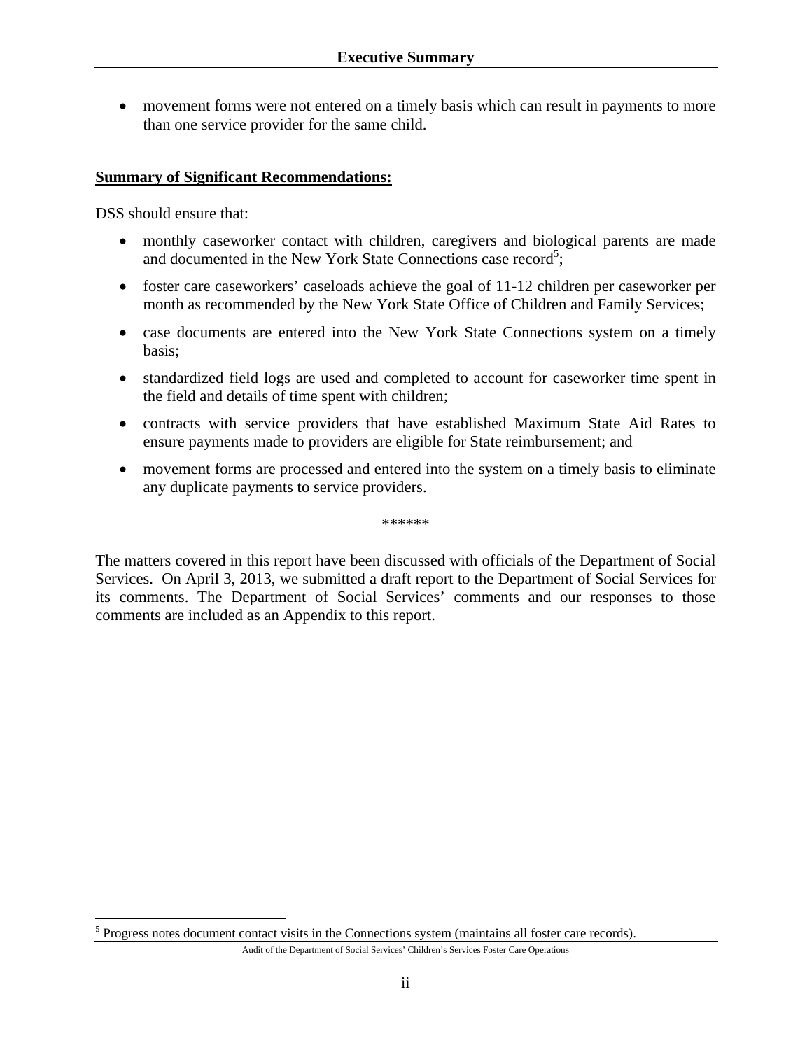- movement forms were not entered on a timely basis which can result in payments to more than one service provider for the same child.

**Summary of Significant Recommendations:**

DSS should ensure that:

- monthly caseworker contact with children, caregivers and biological parents are made and documented in the New York State Connections case record[5];
- foster care caseworkers' caseloads achieve the goal of 11-12 children per caseworker per month as recommended by the New York State Office of Children and Family Services;
- case documents are entered into the New York State Connections system on a timely basis;
- standardized field logs are used and completed to account for caseworker time spent in the field and details of time spent with children;
- contracts with service providers that have established Maximum State Aid Rates to ensure payments made to providers are eligible for State reimbursement; and
- movement forms are processed and entered into the system on a timely basis to eliminate any duplicate payments to service providers.

******

The matters covered in this report have been discussed with officials of the Department of Social Services. On April 3, 2013, we submitted a draft report to the Department of Social Services for its comments. The Department of Social Services' comments and our responses to those comments are included as an Appendix to this report.

[5] Progress notes document contact visits in the Connections system (maintains all foster care records).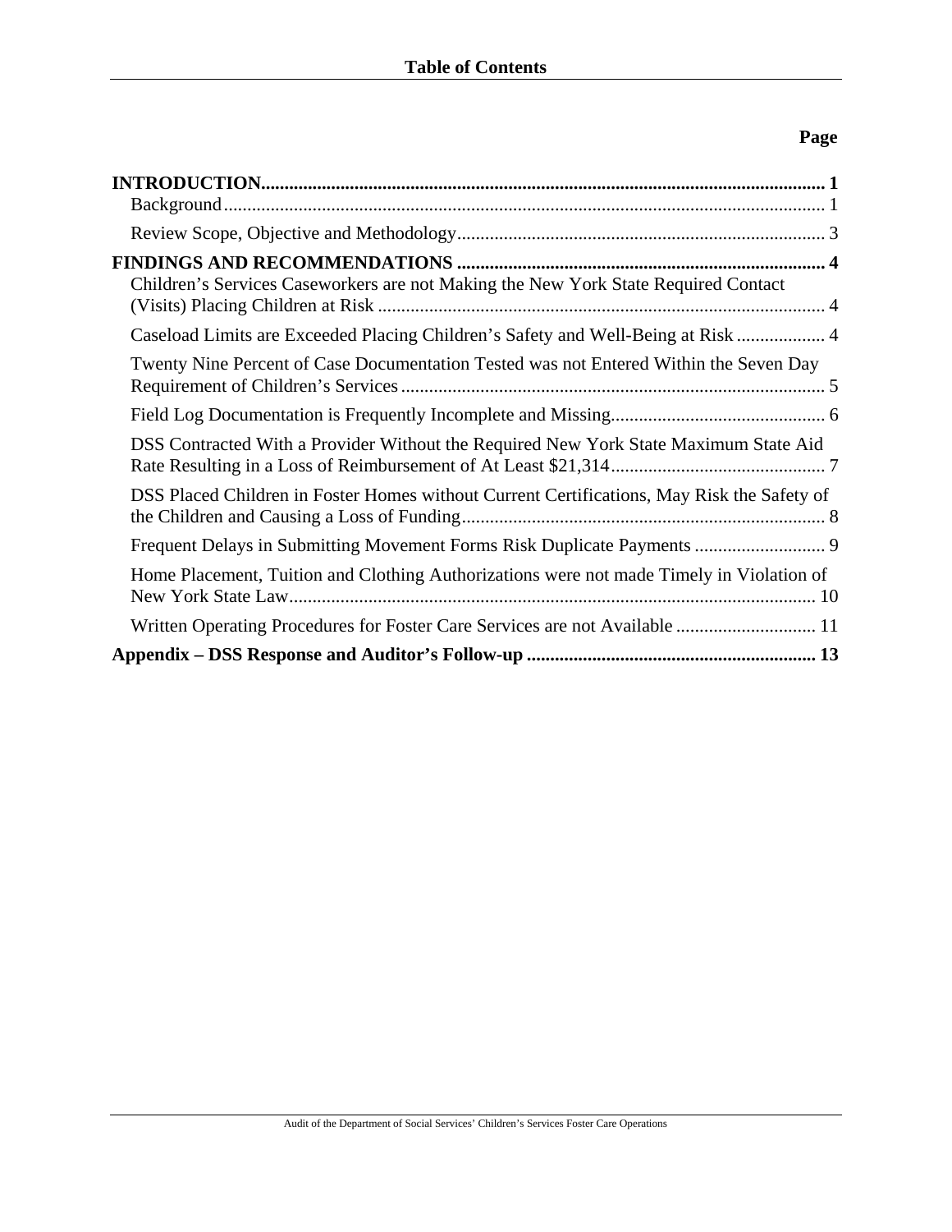# Table of Contents

**Page**

**INTRODUCTION** .......... **1**
- Background .......... 1
- Review Scope, Objective and Methodology .......... 3

**FINDINGS AND RECOMMENDATIONS** .......... **4**
- Children's Services Caseworkers are not Making the New York State Required Contact (Visits) Placing Children at Risk .......... 4
- Caseload Limits are Exceeded Placing Children's Safety and Well-Being at Risk .......... 4
- Twenty Nine Percent of Case Documentation Tested was not Entered Within the Seven Day Requirement of Children's Services .......... 5
- Field Log Documentation is Frequently Incomplete and Missing .......... 6
- DSS Contracted With a Provider Without the Required New York State Maximum State Aid Rate Resulting in a Loss of Reimbursement of At Least $21,314 .......... 7
- DSS Placed Children in Foster Homes without Current Certifications, May Risk the Safety of the Children and Causing a Loss of Funding .......... 8
- Frequent Delays in Submitting Movement Forms Risk Duplicate Payments .......... 9
- Home Placement, Tuition and Clothing Authorizations were not made Timely in Violation of New York State Law .......... 10
- Written Operating Procedures for Foster Care Services are not Available .......... 11

**Appendix – DSS Response and Auditor's Follow-up** .......... **13**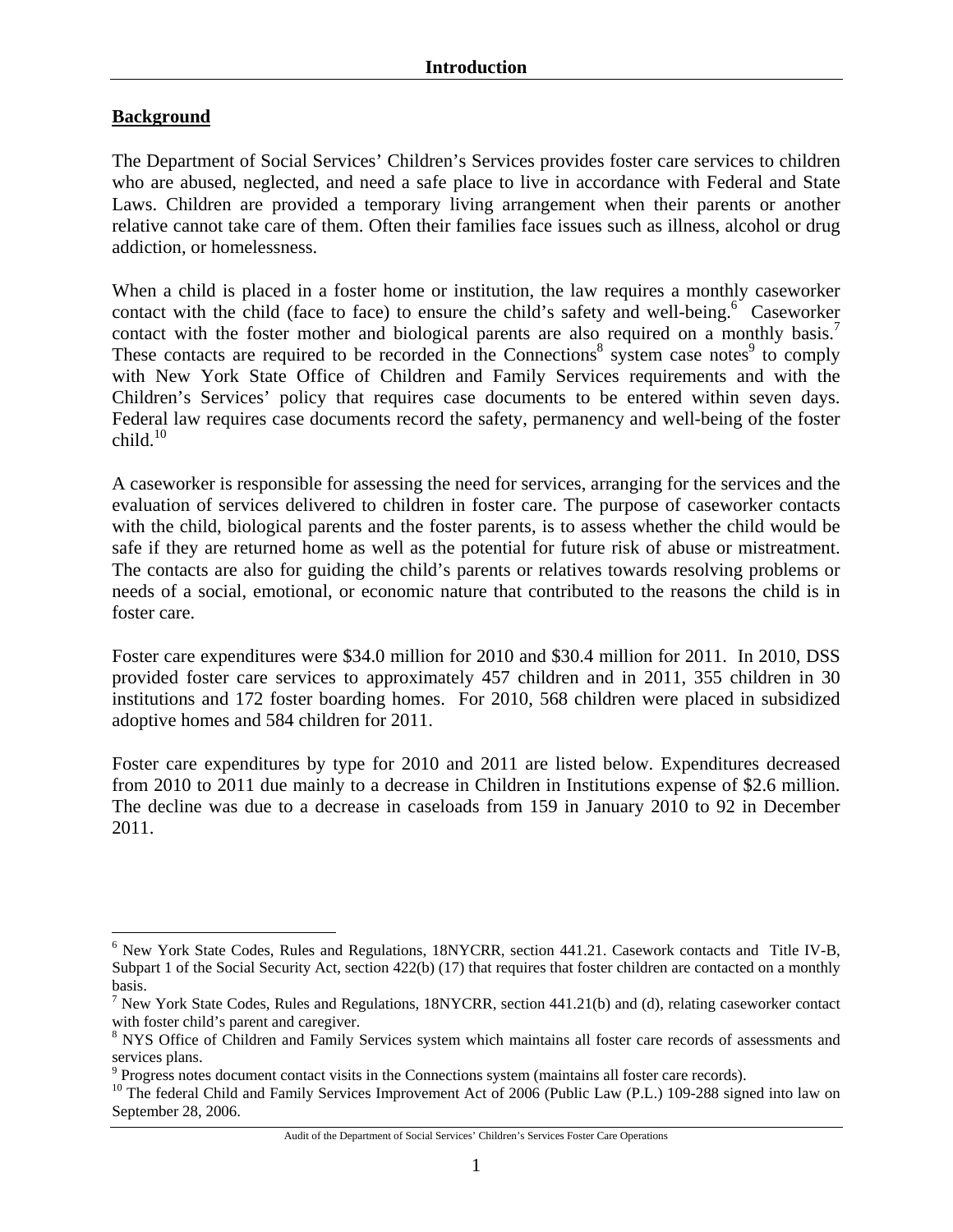# Introduction

## Background

The Department of Social Services' Children's Services provides foster care services to children who are abused, neglected, and need a safe place to live in accordance with Federal and State Laws. Children are provided a temporary living arrangement when their parents or another relative cannot take care of them. Often their families face issues such as illness, alcohol or drug addiction, or homelessness.

When a child is placed in a foster home or institution, the law requires a monthly caseworker contact with the child (face to face) to ensure the child's safety and well-being.[6] Caseworker contact with the foster mother and biological parents are also required on a monthly basis.[7] These contacts are required to be recorded in the Connections[8] system case notes[9] to comply with New York State Office of Children and Family Services requirements and with the Children's Services' policy that requires case documents to be entered within seven days. Federal law requires case documents record the safety, permanency and well-being of the foster child.[10]

A caseworker is responsible for assessing the need for services, arranging for the services and the evaluation of services delivered to children in foster care. The purpose of caseworker contacts with the child, biological parents and the foster parents, is to assess whether the child would be safe if they are returned home as well as the potential for future risk of abuse or mistreatment. The contacts are also for guiding the child's parents or relatives towards resolving problems or needs of a social, emotional, or economic nature that contributed to the reasons the child is in foster care.

Foster care expenditures were $34.0 million for 2010 and $30.4 million for 2011. In 2010, DSS provided foster care services to approximately 457 children and in 2011, 355 children in 30 institutions and 172 foster boarding homes. For 2010, 568 children were placed in subsidized adoptive homes and 584 children for 2011.

Foster care expenditures by type for 2010 and 2011 are listed below. Expenditures decreased from 2010 to 2011 due mainly to a decrease in Children in Institutions expense of $2.6 million. The decline was due to a decrease in caseloads from 159 in January 2010 to 92 in December 2011.

---

[6] New York State Codes, Rules and Regulations, 18NYCRR, section 441.21. Casework contacts and Title IV-B, Subpart 1 of the Social Security Act, section 422(b) (17) that requires that foster children are contacted on a monthly basis.

[7] New York State Codes, Rules and Regulations, 18NYCRR, section 441.21(b) and (d), relating caseworker contact with foster child's parent and caregiver.

[8] NYS Office of Children and Family Services system which maintains all foster care records of assessments and services plans.

[9] Progress notes document contact visits in the Connections system (maintains all foster care records).

[10] The federal Child and Family Services Improvement Act of 2006 (Public Law (P.L.) 109-288 signed into law on September 28, 2006.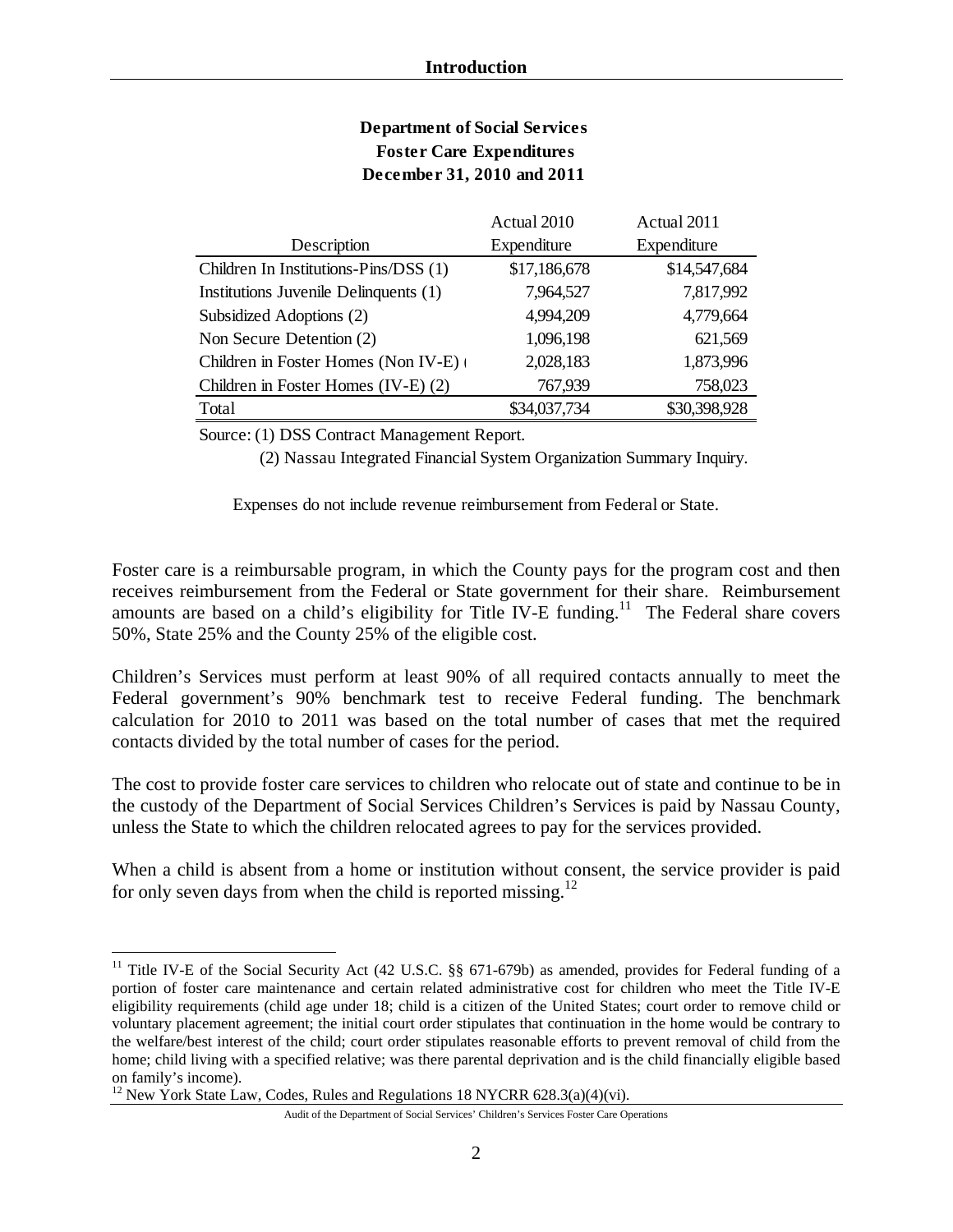**Department of Social Services**
**Foster Care Expenditures**
**December 31, 2010 and 2011**

| Description | Actual 2010 Expenditure | Actual 2011 Expenditure |
|---|---|---|
| Children In Institutions-Pins/DSS (1) | $17,186,678 | $14,547,684 |
| Institutions Juvenile Delinquents (1) | 7,964,527 | 7,817,992 |
| Subsidized Adoptions (2) | 4,994,209 | 4,779,664 |
| Non Secure Detention (2) | 1,096,198 | 621,569 |
| Children in Foster Homes (Non IV-E) ( | 2,028,183 | 1,873,996 |
| Children in Foster Homes (IV-E) (2) | 767,939 | 758,023 |
| Total | $34,037,734 | $30,398,928 |

Source: (1) DSS Contract Management Report.
(2) Nassau Integrated Financial System Organization Summary Inquiry.

Expenses do not include revenue reimbursement from Federal or State.

Foster care is a reimbursable program, in which the County pays for the program cost and then receives reimbursement from the Federal or State government for their share. Reimbursement amounts are based on a child's eligibility for Title IV-E funding.[11] The Federal share covers 50%, State 25% and the County 25% of the eligible cost.

Children's Services must perform at least 90% of all required contacts annually to meet the Federal government's 90% benchmark test to receive Federal funding. The benchmark calculation for 2010 to 2011 was based on the total number of cases that met the required contacts divided by the total number of cases for the period.

The cost to provide foster care services to children who relocate out of state and continue to be in the custody of the Department of Social Services Children's Services is paid by Nassau County, unless the State to which the children relocated agrees to pay for the services provided.

When a child is absent from a home or institution without consent, the service provider is paid for only seven days from when the child is reported missing.[12]

---

[11] Title IV-E of the Social Security Act (42 U.S.C. §§ 671-679b) as amended, provides for Federal funding of a portion of foster care maintenance and certain related administrative cost for children who meet the Title IV-E eligibility requirements (child age under 18; child is a citizen of the United States; court order to remove child or voluntary placement agreement; the initial court order stipulates that continuation in the home would be contrary to the welfare/best interest of the child; court order stipulates reasonable efforts to prevent removal of child from the home; child living with a specified relative; was there parental deprivation and is the child financially eligible based on family's income).

[12] New York State Law, Codes, Rules and Regulations 18 NYCRR 628.3(a)(4)(vi).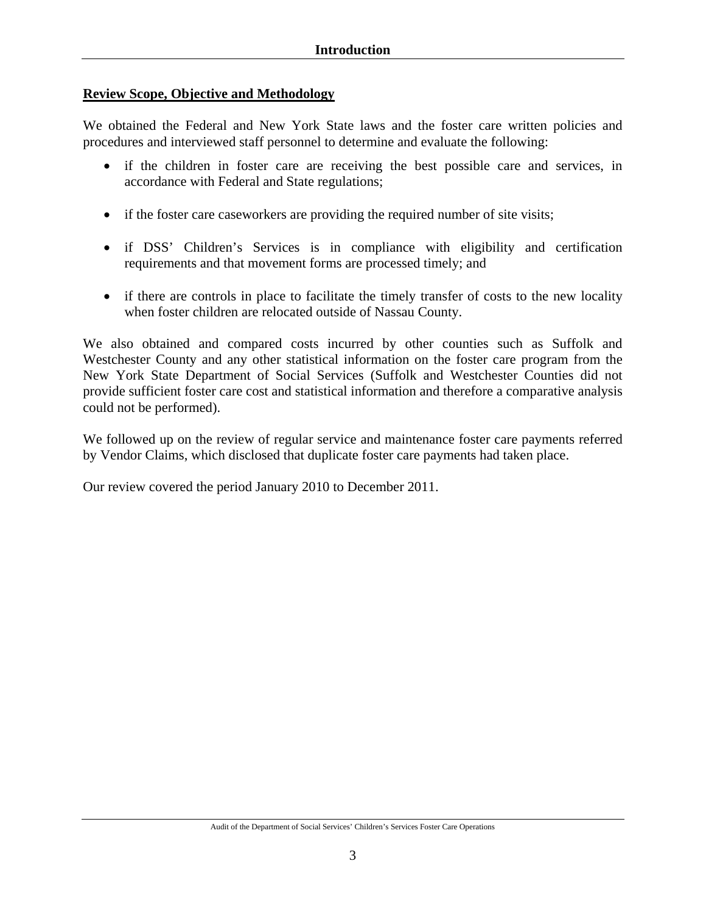## Introduction

### Review Scope, Objective and Methodology

We obtained the Federal and New York State laws and the foster care written policies and procedures and interviewed staff personnel to determine and evaluate the following:

- if the children in foster care are receiving the best possible care and services, in accordance with Federal and State regulations;
- if the foster care caseworkers are providing the required number of site visits;
- if DSS' Children's Services is in compliance with eligibility and certification requirements and that movement forms are processed timely; and
- if there are controls in place to facilitate the timely transfer of costs to the new locality when foster children are relocated outside of Nassau County.

We also obtained and compared costs incurred by other counties such as Suffolk and Westchester County and any other statistical information on the foster care program from the New York State Department of Social Services (Suffolk and Westchester Counties did not provide sufficient foster care cost and statistical information and therefore a comparative analysis could not be performed).

We followed up on the review of regular service and maintenance foster care payments referred by Vendor Claims, which disclosed that duplicate foster care payments had taken place.

Our review covered the period January 2010 to December 2011.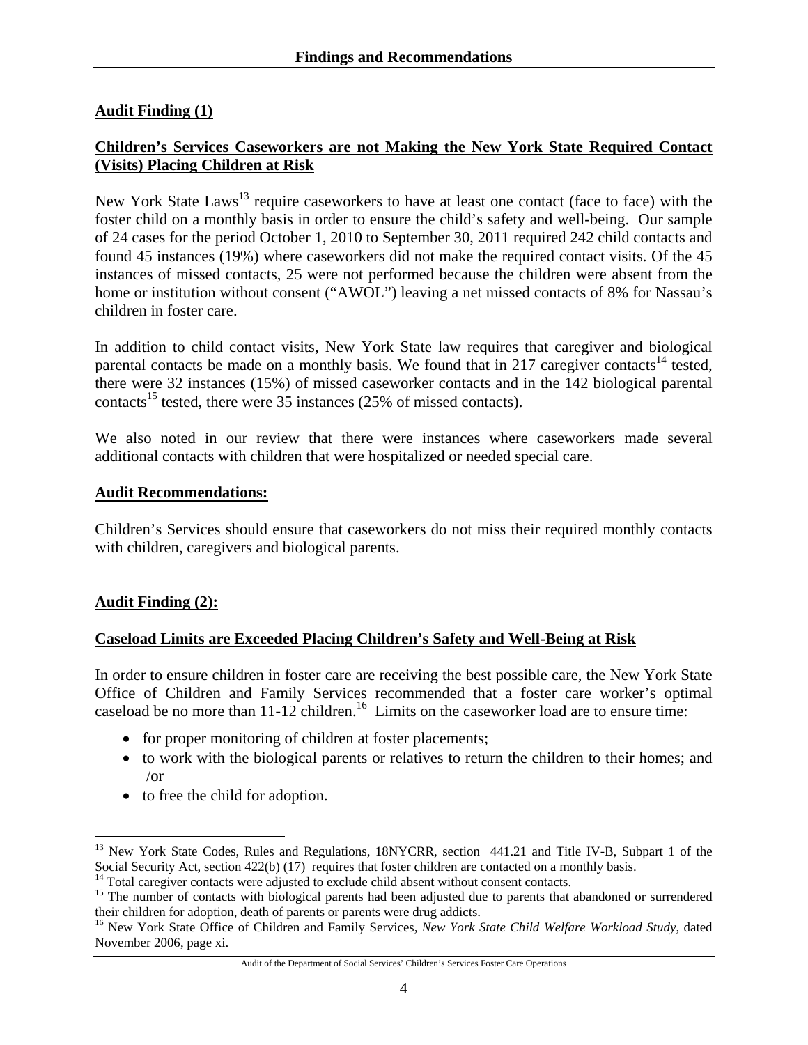## Findings and Recommendations

**Audit Finding (1)**

**Children's Services Caseworkers are not Making the New York State Required Contact (Visits) Placing Children at Risk**

New York State Laws[13] require caseworkers to have at least one contact (face to face) with the foster child on a monthly basis in order to ensure the child's safety and well-being. Our sample of 24 cases for the period October 1, 2010 to September 30, 2011 required 242 child contacts and found 45 instances (19%) where caseworkers did not make the required contact visits. Of the 45 instances of missed contacts, 25 were not performed because the children were absent from the home or institution without consent ("AWOL") leaving a net missed contacts of 8% for Nassau's children in foster care.

In addition to child contact visits, New York State law requires that caregiver and biological parental contacts be made on a monthly basis. We found that in 217 caregiver contacts[14] tested, there were 32 instances (15%) of missed caseworker contacts and in the 142 biological parental contacts[15] tested, there were 35 instances (25% of missed contacts).

We also noted in our review that there were instances where caseworkers made several additional contacts with children that were hospitalized or needed special care.

**Audit Recommendations:**

Children's Services should ensure that caseworkers do not miss their required monthly contacts with children, caregivers and biological parents.

**Audit Finding (2):**

**Caseload Limits are Exceeded Placing Children's Safety and Well-Being at Risk**

In order to ensure children in foster care are receiving the best possible care, the New York State Office of Children and Family Services recommended that a foster care worker's optimal caseload be no more than 11-12 children.[16] Limits on the caseworker load are to ensure time:

- for proper monitoring of children at foster placements;
- to work with the biological parents or relatives to return the children to their homes; and /or
- to free the child for adoption.

---

[13] New York State Codes, Rules and Regulations, 18NYCRR, section 441.21 and Title IV-B, Subpart 1 of the Social Security Act, section 422(b) (17) requires that foster children are contacted on a monthly basis.

[14] Total caregiver contacts were adjusted to exclude child absent without consent contacts.

[15] The number of contacts with biological parents had been adjusted due to parents that abandoned or surrendered their children for adoption, death of parents or parents were drug addicts.

[16] New York State Office of Children and Family Services, *New York State Child Welfare Workload Study*, dated November 2006, page xi.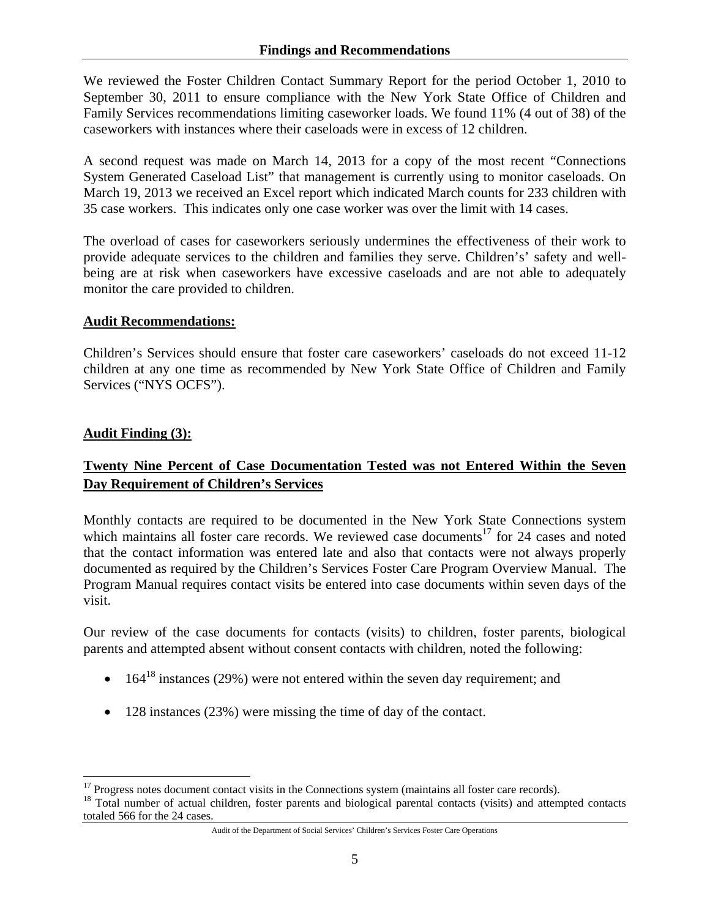## Findings and Recommendations

We reviewed the Foster Children Contact Summary Report for the period October 1, 2010 to September 30, 2011 to ensure compliance with the New York State Office of Children and Family Services recommendations limiting caseworker loads. We found 11% (4 out of 38) of the caseworkers with instances where their caseloads were in excess of 12 children.

A second request was made on March 14, 2013 for a copy of the most recent "Connections System Generated Caseload List" that management is currently using to monitor caseloads. On March 19, 2013 we received an Excel report which indicated March counts for 233 children with 35 case workers. This indicates only one case worker was over the limit with 14 cases.

The overload of cases for caseworkers seriously undermines the effectiveness of their work to provide adequate services to the children and families they serve. Children's' safety and well-being are at risk when caseworkers have excessive caseloads and are not able to adequately monitor the care provided to children.

**Audit Recommendations:**

Children's Services should ensure that foster care caseworkers' caseloads do not exceed 11-12 children at any one time as recommended by New York State Office of Children and Family Services ("NYS OCFS").

**Audit Finding (3):**

**Twenty Nine Percent of Case Documentation Tested was not Entered Within the Seven Day Requirement of Children's Services**

Monthly contacts are required to be documented in the New York State Connections system which maintains all foster care records. We reviewed case documents[17] for 24 cases and noted that the contact information was entered late and also that contacts were not always properly documented as required by the Children's Services Foster Care Program Overview Manual. The Program Manual requires contact visits be entered into case documents within seven days of the visit.

Our review of the case documents for contacts (visits) to children, foster parents, biological parents and attempted absent without consent contacts with children, noted the following:

- 164[18] instances (29%) were not entered within the seven day requirement; and
- 128 instances (23%) were missing the time of day of the contact.

[17] Progress notes document contact visits in the Connections system (maintains all foster care records).

[18] Total number of actual children, foster parents and biological parental contacts (visits) and attempted contacts totaled 566 for the 24 cases.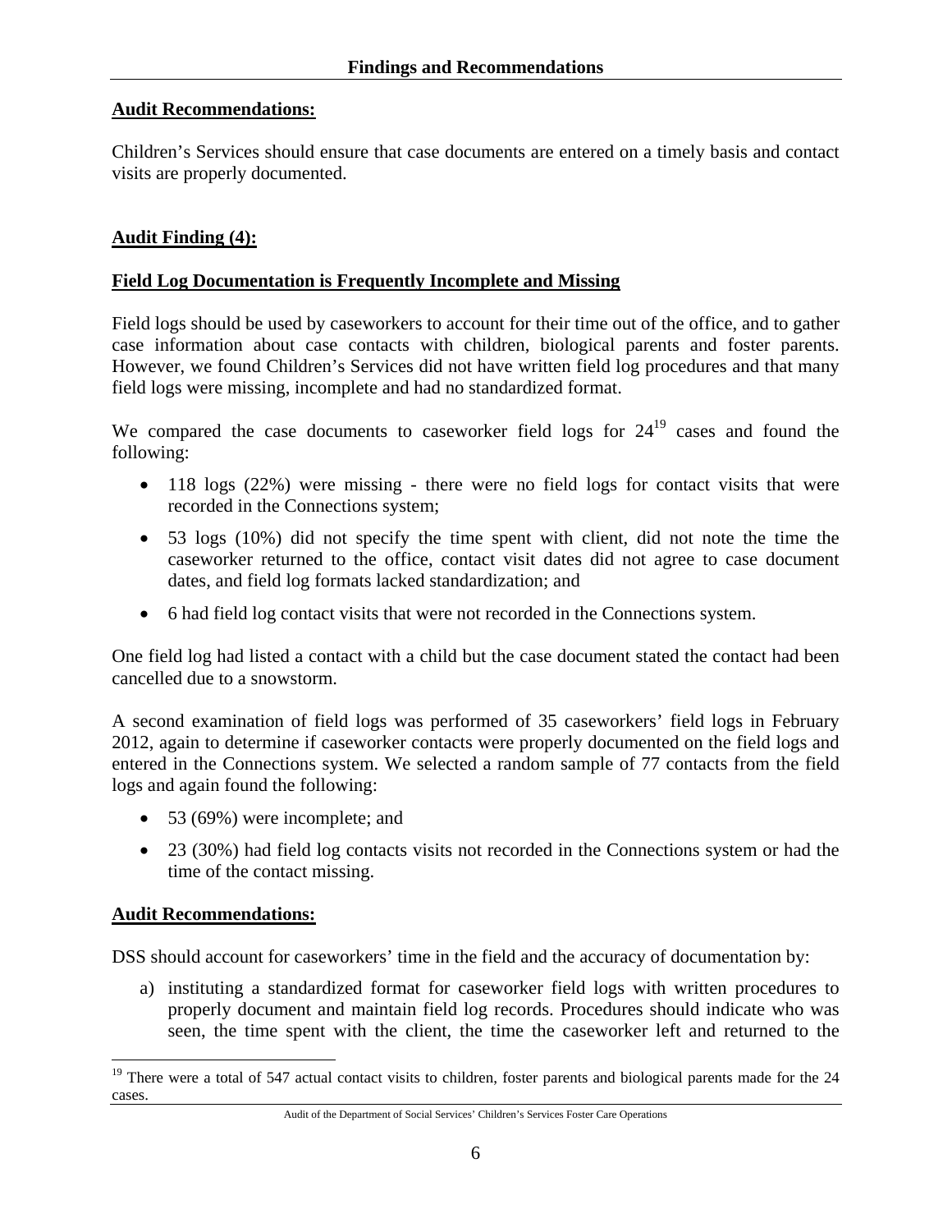**Audit Recommendations:**

Children's Services should ensure that case documents are entered on a timely basis and contact visits are properly documented.

**Audit Finding (4):**

**Field Log Documentation is Frequently Incomplete and Missing**

Field logs should be used by caseworkers to account for their time out of the office, and to gather case information about case contacts with children, biological parents and foster parents. However, we found Children's Services did not have written field log procedures and that many field logs were missing, incomplete and had no standardized format.

We compared the case documents to caseworker field logs for 24[19] cases and found the following:

- 118 logs (22%) were missing - there were no field logs for contact visits that were recorded in the Connections system;
- 53 logs (10%) did not specify the time spent with client, did not note the time the caseworker returned to the office, contact visit dates did not agree to case document dates, and field log formats lacked standardization; and
- 6 had field log contact visits that were not recorded in the Connections system.

One field log had listed a contact with a child but the case document stated the contact had been cancelled due to a snowstorm.

A second examination of field logs was performed of 35 caseworkers' field logs in February 2012, again to determine if caseworker contacts were properly documented on the field logs and entered in the Connections system. We selected a random sample of 77 contacts from the field logs and again found the following:

- 53 (69%) were incomplete; and
- 23 (30%) had field log contacts visits not recorded in the Connections system or had the time of the contact missing.

**Audit Recommendations:**

DSS should account for caseworkers' time in the field and the accuracy of documentation by:

a) instituting a standardized format for caseworker field logs with written procedures to properly document and maintain field log records. Procedures should indicate who was seen, the time spent with the client, the time the caseworker left and returned to the

---

[19] There were a total of 547 actual contact visits to children, foster parents and biological parents made for the 24 cases.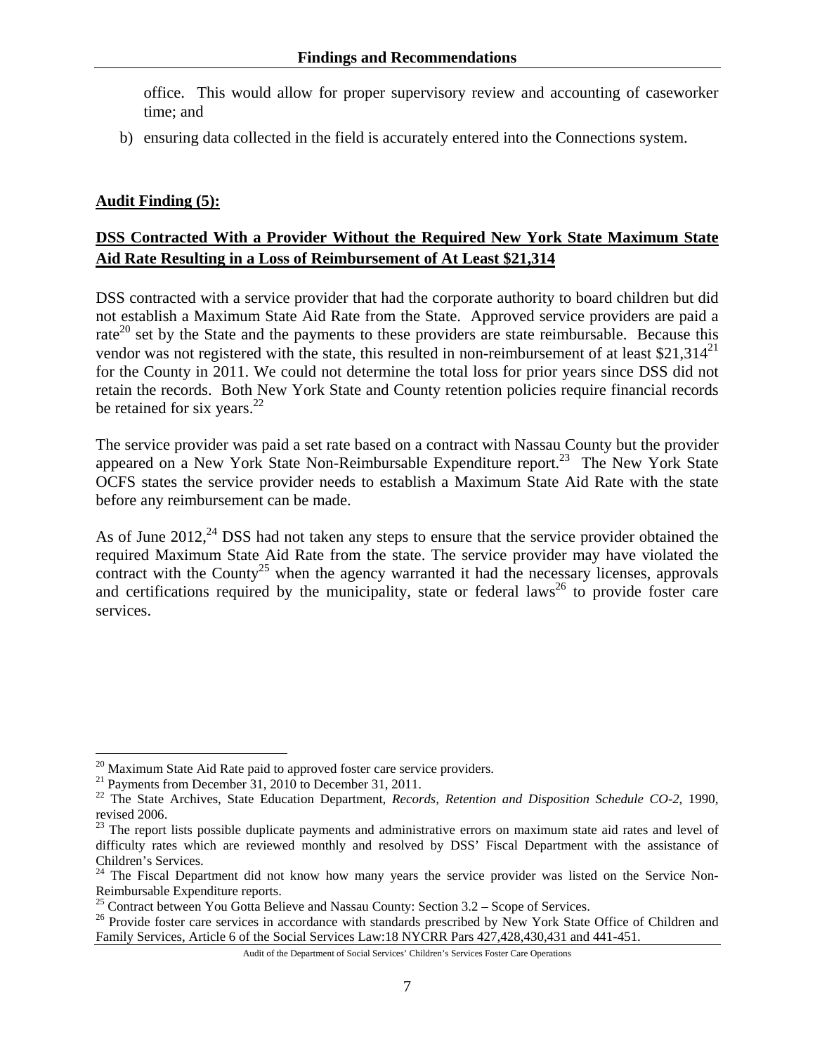office. This would allow for proper supervisory review and accounting of caseworker time; and

b) ensuring data collected in the field is accurately entered into the Connections system.

**Audit Finding (5):**

**DSS Contracted With a Provider Without the Required New York State Maximum State Aid Rate Resulting in a Loss of Reimbursement of At Least $21,314**

DSS contracted with a service provider that had the corporate authority to board children but did not establish a Maximum State Aid Rate from the State. Approved service providers are paid a rate[20] set by the State and the payments to these providers are state reimbursable. Because this vendor was not registered with the state, this resulted in non-reimbursement of at least $21,314[21] for the County in 2011. We could not determine the total loss for prior years since DSS did not retain the records. Both New York State and County retention policies require financial records be retained for six years.[22]

The service provider was paid a set rate based on a contract with Nassau County but the provider appeared on a New York State Non-Reimbursable Expenditure report.[23] The New York State OCFS states the service provider needs to establish a Maximum State Aid Rate with the state before any reimbursement can be made.

As of June 2012,[24] DSS had not taken any steps to ensure that the service provider obtained the required Maximum State Aid Rate from the state. The service provider may have violated the contract with the County[25] when the agency warranted it had the necessary licenses, approvals and certifications required by the municipality, state or federal laws[26] to provide foster care services.

---

[20] Maximum State Aid Rate paid to approved foster care service providers.

[21] Payments from December 31, 2010 to December 31, 2011.

[22] The State Archives, State Education Department, *Records, Retention and Disposition Schedule CO-2*, 1990, revised 2006.

[23] The report lists possible duplicate payments and administrative errors on maximum state aid rates and level of difficulty rates which are reviewed monthly and resolved by DSS' Fiscal Department with the assistance of Children's Services.

[24] The Fiscal Department did not know how many years the service provider was listed on the Service Non-Reimbursable Expenditure reports.

[25] Contract between You Gotta Believe and Nassau County: Section 3.2 – Scope of Services.

[26] Provide foster care services in accordance with standards prescribed by New York State Office of Children and Family Services, Article 6 of the Social Services Law:18 NYCRR Pars 427,428,430,431 and 441-451.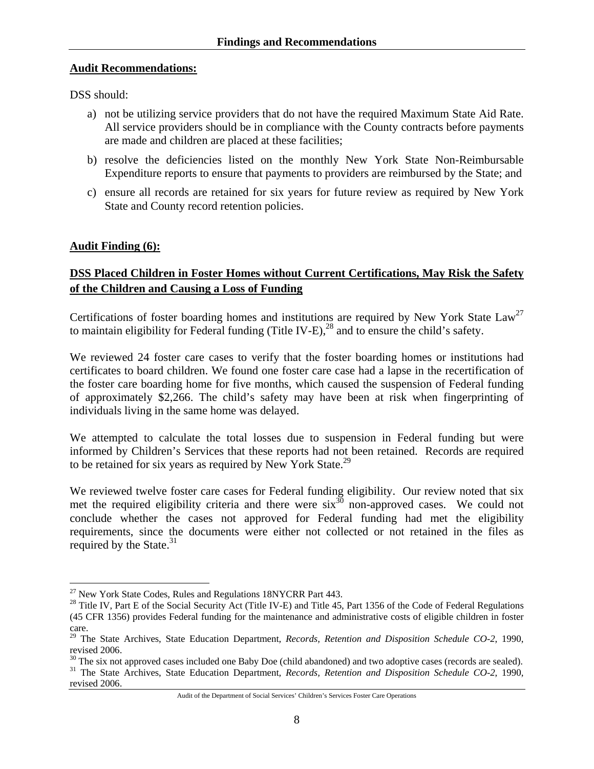**Audit Recommendations:**

DSS should:

a) not be utilizing service providers that do not have the required Maximum State Aid Rate. All service providers should be in compliance with the County contracts before payments are made and children are placed at these facilities;

b) resolve the deficiencies listed on the monthly New York State Non-Reimbursable Expenditure reports to ensure that payments to providers are reimbursed by the State; and

c) ensure all records are retained for six years for future review as required by New York State and County record retention policies.

**Audit Finding (6):**

**DSS Placed Children in Foster Homes without Current Certifications, May Risk the Safety of the Children and Causing a Loss of Funding**

Certifications of foster boarding homes and institutions are required by New York State Law[27] to maintain eligibility for Federal funding (Title IV-E),[28] and to ensure the child's safety.

We reviewed 24 foster care cases to verify that the foster boarding homes or institutions had certificates to board children. We found one foster care case had a lapse in the recertification of the foster care boarding home for five months, which caused the suspension of Federal funding of approximately $2,266. The child's safety may have been at risk when fingerprinting of individuals living in the same home was delayed.

We attempted to calculate the total losses due to suspension in Federal funding but were informed by Children's Services that these reports had not been retained. Records are required to be retained for six years as required by New York State.[29]

We reviewed twelve foster care cases for Federal funding eligibility. Our review noted that six met the required eligibility criteria and there were six[30] non-approved cases. We could not conclude whether the cases not approved for Federal funding had met the eligibility requirements, since the documents were either not collected or not retained in the files as required by the State.[31]

---

[27] New York State Codes, Rules and Regulations 18NYCRR Part 443.

[28] Title IV, Part E of the Social Security Act (Title IV-E) and Title 45, Part 1356 of the Code of Federal Regulations (45 CFR 1356) provides Federal funding for the maintenance and administrative costs of eligible children in foster care.

[29] The State Archives, State Education Department, *Records, Retention and Disposition Schedule CO-2*, 1990, revised 2006.

[30] The six not approved cases included one Baby Doe (child abandoned) and two adoptive cases (records are sealed).

[31] The State Archives, State Education Department, *Records, Retention and Disposition Schedule CO-2*, 1990, revised 2006.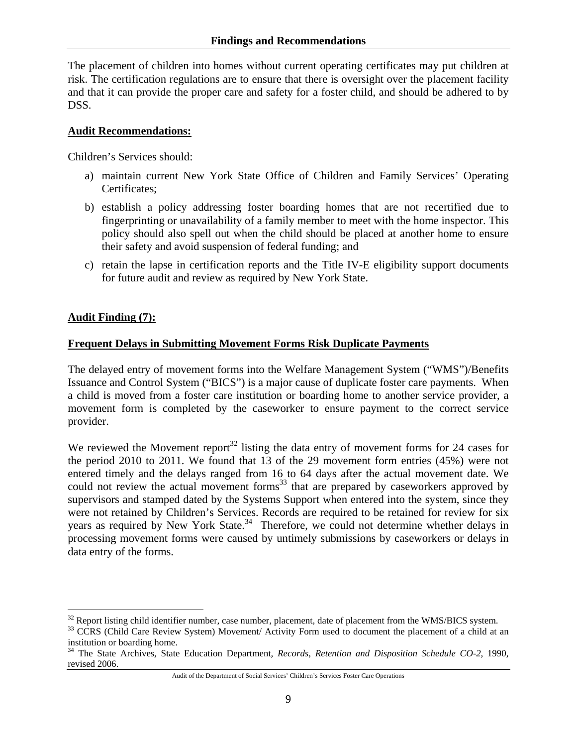The placement of children into homes without current operating certificates may put children at risk. The certification regulations are to ensure that there is oversight over the placement facility and that it can provide the proper care and safety for a foster child, and should be adhered to by DSS.

**Audit Recommendations:**

Children's Services should:

a) maintain current New York State Office of Children and Family Services' Operating Certificates;

b) establish a policy addressing foster boarding homes that are not recertified due to fingerprinting or unavailability of a family member to meet with the home inspector. This policy should also spell out when the child should be placed at another home to ensure their safety and avoid suspension of federal funding; and

c) retain the lapse in certification reports and the Title IV-E eligibility support documents for future audit and review as required by New York State.

**Audit Finding (7):**

**Frequent Delays in Submitting Movement Forms Risk Duplicate Payments**

The delayed entry of movement forms into the Welfare Management System ("WMS")/Benefits Issuance and Control System ("BICS") is a major cause of duplicate foster care payments. When a child is moved from a foster care institution or boarding home to another service provider, a movement form is completed by the caseworker to ensure payment to the correct service provider.

We reviewed the Movement report[32] listing the data entry of movement forms for 24 cases for the period 2010 to 2011. We found that 13 of the 29 movement form entries (45%) were not entered timely and the delays ranged from 16 to 64 days after the actual movement date. We could not review the actual movement forms[33] that are prepared by caseworkers approved by supervisors and stamped dated by the Systems Support when entered into the system, since they were not retained by Children's Services. Records are required to be retained for review for six years as required by New York State.[34] Therefore, we could not determine whether delays in processing movement forms were caused by untimely submissions by caseworkers or delays in data entry of the forms.

---

[32] Report listing child identifier number, case number, placement, date of placement from the WMS/BICS system.

[33] CCRS (Child Care Review System) Movement/ Activity Form used to document the placement of a child at an institution or boarding home.

[34] The State Archives, State Education Department, *Records, Retention and Disposition Schedule CO-2*, 1990, revised 2006.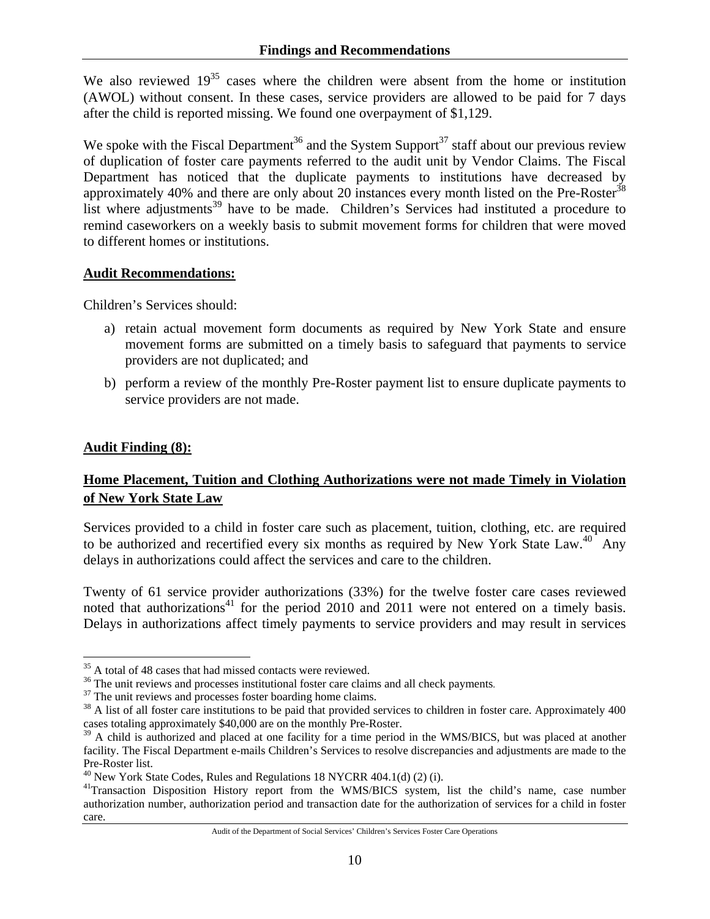We also reviewed 19[35] cases where the children were absent from the home or institution (AWOL) without consent. In these cases, service providers are allowed to be paid for 7 days after the child is reported missing. We found one overpayment of $1,129.

We spoke with the Fiscal Department[36] and the System Support[37] staff about our previous review of duplication of foster care payments referred to the audit unit by Vendor Claims. The Fiscal Department has noticed that the duplicate payments to institutions have decreased by approximately 40% and there are only about 20 instances every month listed on the Pre-Roster[38] list where adjustments[39] have to be made. Children's Services had instituted a procedure to remind caseworkers on a weekly basis to submit movement forms for children that were moved to different homes or institutions.

**Audit Recommendations:**

Children's Services should:

a) retain actual movement form documents as required by New York State and ensure movement forms are submitted on a timely basis to safeguard that payments to service providers are not duplicated; and

b) perform a review of the monthly Pre-Roster payment list to ensure duplicate payments to service providers are not made.

**Audit Finding (8):**

**Home Placement, Tuition and Clothing Authorizations were not made Timely in Violation of New York State Law**

Services provided to a child in foster care such as placement, tuition, clothing, etc. are required to be authorized and recertified every six months as required by New York State Law.[40] Any delays in authorizations could affect the services and care to the children.

Twenty of 61 service provider authorizations (33%) for the twelve foster care cases reviewed noted that authorizations[41] for the period 2010 and 2011 were not entered on a timely basis. Delays in authorizations affect timely payments to service providers and may result in services

---

[35] A total of 48 cases that had missed contacts were reviewed.

[36] The unit reviews and processes institutional foster care claims and all check payments.

[37] The unit reviews and processes foster boarding home claims.

[38] A list of all foster care institutions to be paid that provided services to children in foster care. Approximately 400 cases totaling approximately $40,000 are on the monthly Pre-Roster.

[39] A child is authorized and placed at one facility for a time period in the WMS/BICS, but was placed at another facility. The Fiscal Department e-mails Children's Services to resolve discrepancies and adjustments are made to the Pre-Roster list.

[40] New York State Codes, Rules and Regulations 18 NYCRR 404.1(d) (2) (i).

[41] Transaction Disposition History report from the WMS/BICS system, list the child's name, case number authorization number, authorization period and transaction date for the authorization of services for a child in foster care.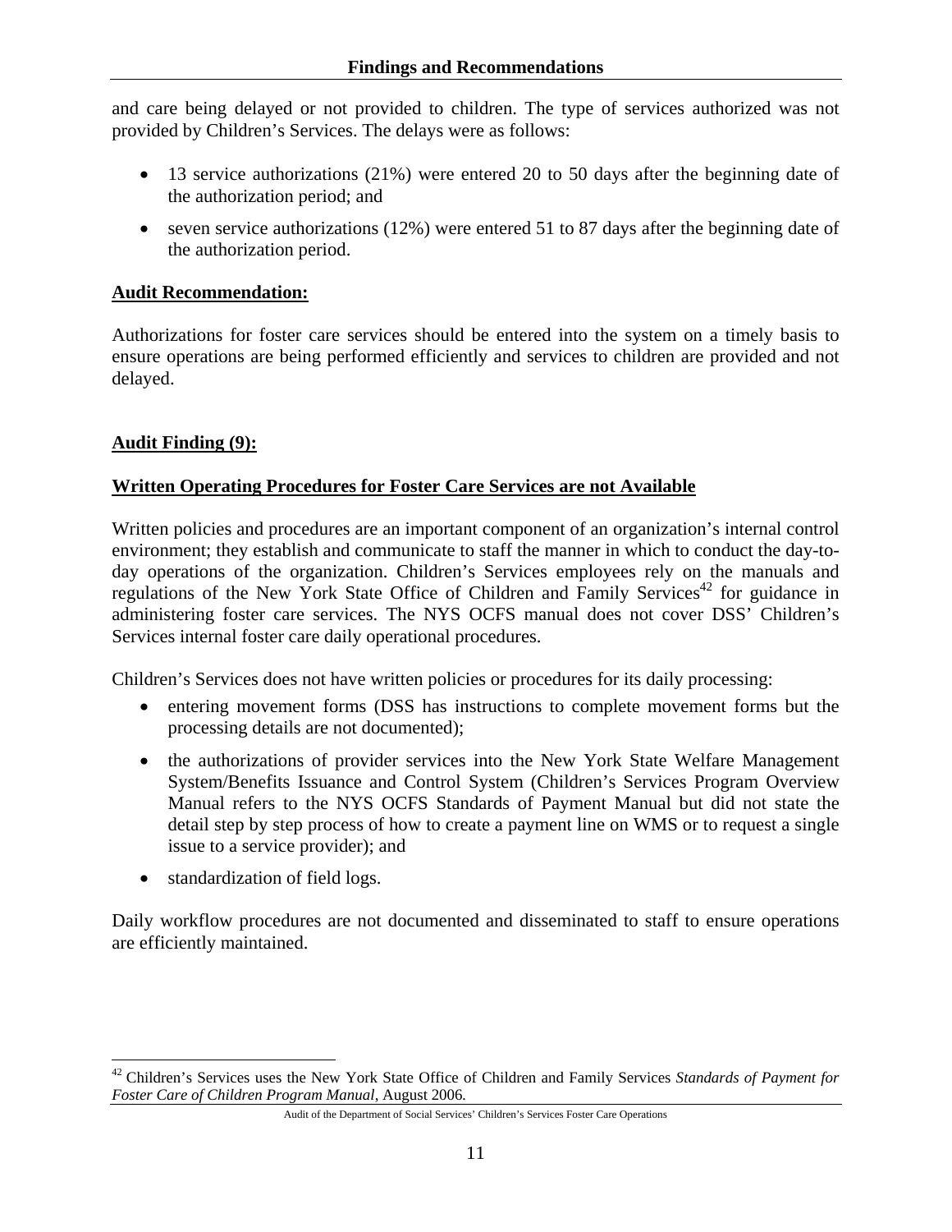and care being delayed or not provided to children. The type of services authorized was not provided by Children's Services. The delays were as follows:

- 13 service authorizations (21%) were entered 20 to 50 days after the beginning date of the authorization period; and
- seven service authorizations (12%) were entered 51 to 87 days after the beginning date of the authorization period.

**Audit Recommendation:**

Authorizations for foster care services should be entered into the system on a timely basis to ensure operations are being performed efficiently and services to children are provided and not delayed.

**Audit Finding (9):**

**Written Operating Procedures for Foster Care Services are not Available**

Written policies and procedures are an important component of an organization's internal control environment; they establish and communicate to staff the manner in which to conduct the day-to-day operations of the organization. Children's Services employees rely on the manuals and regulations of the New York State Office of Children and Family Services[42] for guidance in administering foster care services. The NYS OCFS manual does not cover DSS' Children's Services internal foster care daily operational procedures.

Children's Services does not have written policies or procedures for its daily processing:

- entering movement forms (DSS has instructions to complete movement forms but the processing details are not documented);
- the authorizations of provider services into the New York State Welfare Management System/Benefits Issuance and Control System (Children's Services Program Overview Manual refers to the NYS OCFS Standards of Payment Manual but did not state the detail step by step process of how to create a payment line on WMS or to request a single issue to a service provider); and
- standardization of field logs.

Daily workflow procedures are not documented and disseminated to staff to ensure operations are efficiently maintained.

---

[42] Children's Services uses the New York State Office of Children and Family Services *Standards of Payment for Foster Care of Children Program Manual*, August 2006.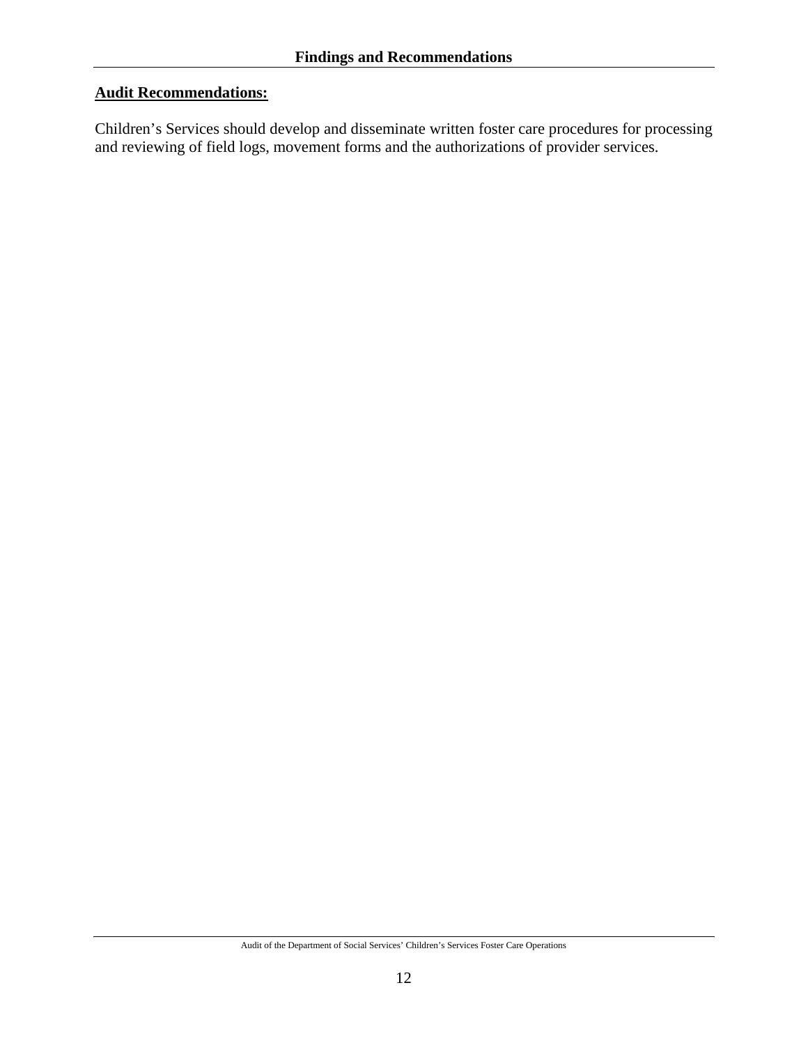**Audit Recommendations:**

Children's Services should develop and disseminate written foster care procedures for processing and reviewing of field logs, movement forms and the authorizations of provider services.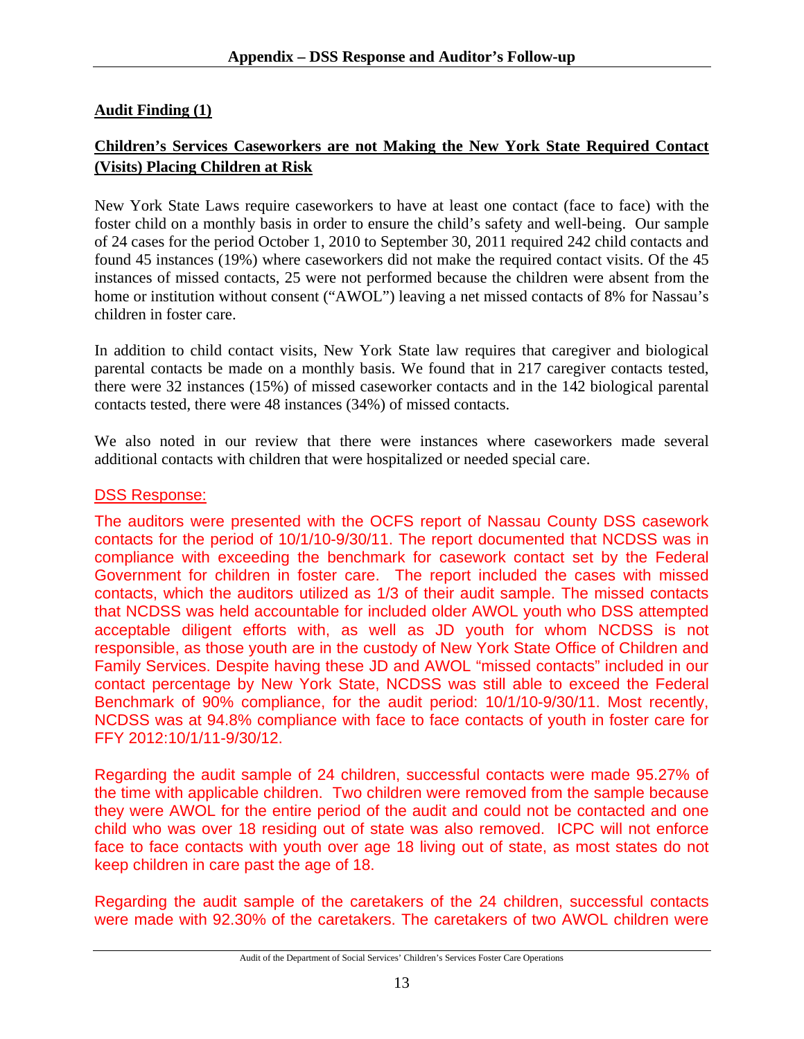## Audit Finding (1)

**Children's Services Caseworkers are not Making the New York State Required Contact (Visits) Placing Children at Risk**

New York State Laws require caseworkers to have at least one contact (face to face) with the foster child on a monthly basis in order to ensure the child's safety and well-being. Our sample of 24 cases for the period October 1, 2010 to September 30, 2011 required 242 child contacts and found 45 instances (19%) where caseworkers did not make the required contact visits. Of the 45 instances of missed contacts, 25 were not performed because the children were absent from the home or institution without consent ("AWOL") leaving a net missed contacts of 8% for Nassau's children in foster care.

In addition to child contact visits, New York State law requires that caregiver and biological parental contacts be made on a monthly basis. We found that in 217 caregiver contacts tested, there were 32 instances (15%) of missed caseworker contacts and in the 142 biological parental contacts tested, there were 48 instances (34%) of missed contacts.

We also noted in our review that there were instances where caseworkers made several additional contacts with children that were hospitalized or needed special care.

DSS Response:

The auditors were presented with the OCFS report of Nassau County DSS casework contacts for the period of 10/1/10-9/30/11. The report documented that NCDSS was in compliance with exceeding the benchmark for casework contact set by the Federal Government for children in foster care. The report included the cases with missed contacts, which the auditors utilized as 1/3 of their audit sample. The missed contacts that NCDSS was held accountable for included older AWOL youth who DSS attempted acceptable diligent efforts with, as well as JD youth for whom NCDSS is not responsible, as those youth are in the custody of New York State Office of Children and Family Services. Despite having these JD and AWOL "missed contacts" included in our contact percentage by New York State, NCDSS was still able to exceed the Federal Benchmark of 90% compliance, for the audit period: 10/1/10-9/30/11. Most recently, NCDSS was at 94.8% compliance with face to face contacts of youth in foster care for FFY 2012:10/1/11-9/30/12.

Regarding the audit sample of 24 children, successful contacts were made 95.27% of the time with applicable children. Two children were removed from the sample because they were AWOL for the entire period of the audit and could not be contacted and one child who was over 18 residing out of state was also removed. ICPC will not enforce face to face contacts with youth over age 18 living out of state, as most states do not keep children in care past the age of 18.

Regarding the audit sample of the caretakers of the 24 children, successful contacts were made with 92.30% of the caretakers. The caretakers of two AWOL children were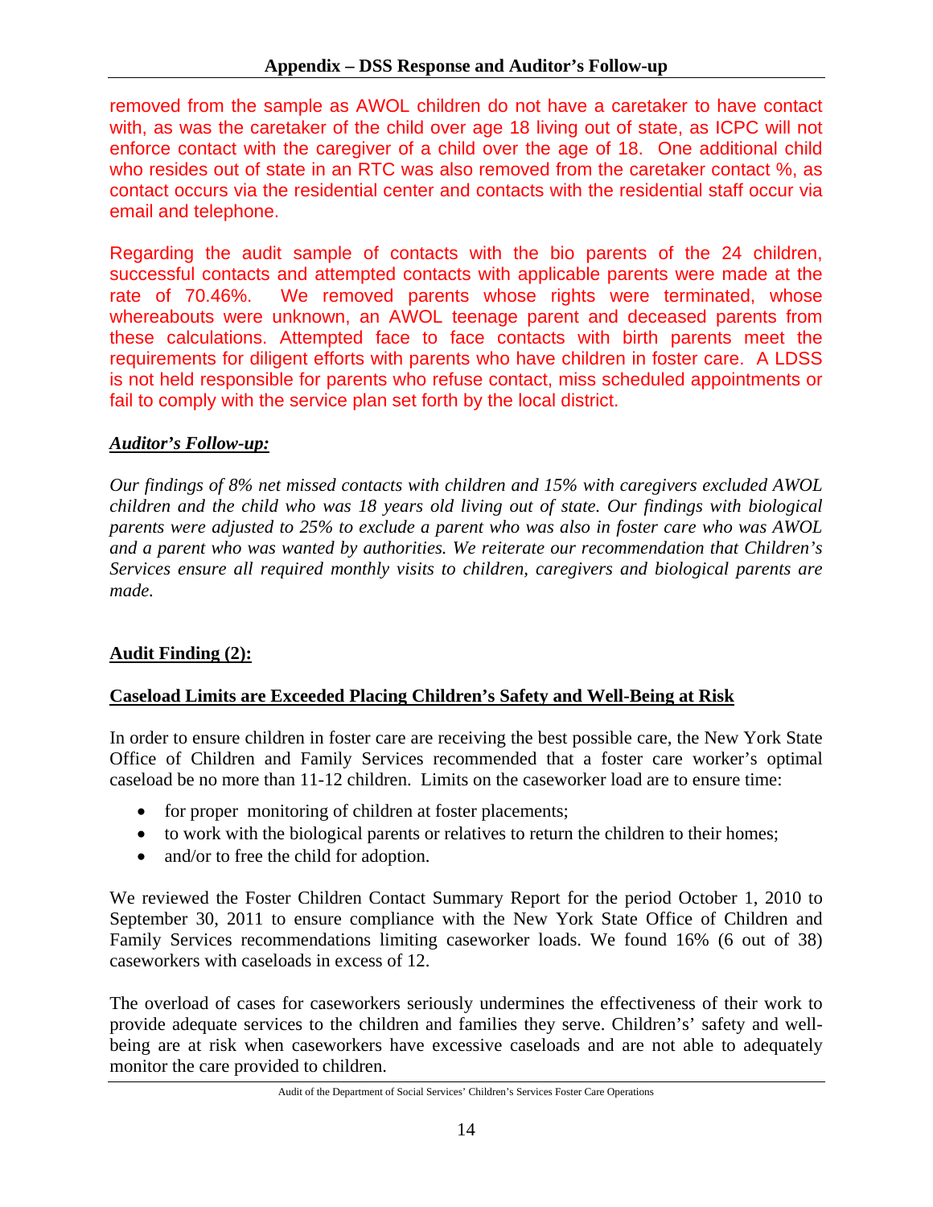removed from the sample as AWOL children do not have a caretaker to have contact with, as was the caretaker of the child over age 18 living out of state, as ICPC will not enforce contact with the caregiver of a child over the age of 18. One additional child who resides out of state in an RTC was also removed from the caretaker contact %, as contact occurs via the residential center and contacts with the residential staff occur via email and telephone.

Regarding the audit sample of contacts with the bio parents of the 24 children, successful contacts and attempted contacts with applicable parents were made at the rate of 70.46%. We removed parents whose rights were terminated, whose whereabouts were unknown, an AWOL teenage parent and deceased parents from these calculations. Attempted face to face contacts with birth parents meet the requirements for diligent efforts with parents who have children in foster care. A LDSS is not held responsible for parents who refuse contact, miss scheduled appointments or fail to comply with the service plan set forth by the local district.

***Auditor's Follow-up:***

*Our findings of 8% net missed contacts with children and 15% with caregivers excluded AWOL children and the child who was 18 years old living out of state. Our findings with biological parents were adjusted to 25% to exclude a parent who was also in foster care who was AWOL and a parent who was wanted by authorities. We reiterate our recommendation that Children's Services ensure all required monthly visits to children, caregivers and biological parents are made.*

**Audit Finding (2):**

**Caseload Limits are Exceeded Placing Children's Safety and Well-Being at Risk**

In order to ensure children in foster care are receiving the best possible care, the New York State Office of Children and Family Services recommended that a foster care worker's optimal caseload be no more than 11-12 children. Limits on the caseworker load are to ensure time:

- for proper monitoring of children at foster placements;
- to work with the biological parents or relatives to return the children to their homes;
- and/or to free the child for adoption.

We reviewed the Foster Children Contact Summary Report for the period October 1, 2010 to September 30, 2011 to ensure compliance with the New York State Office of Children and Family Services recommendations limiting caseworker loads. We found 16% (6 out of 38) caseworkers with caseloads in excess of 12.

The overload of cases for caseworkers seriously undermines the effectiveness of their work to provide adequate services to the children and families they serve. Children's' safety and well-being are at risk when caseworkers have excessive caseloads and are not able to adequately monitor the care provided to children.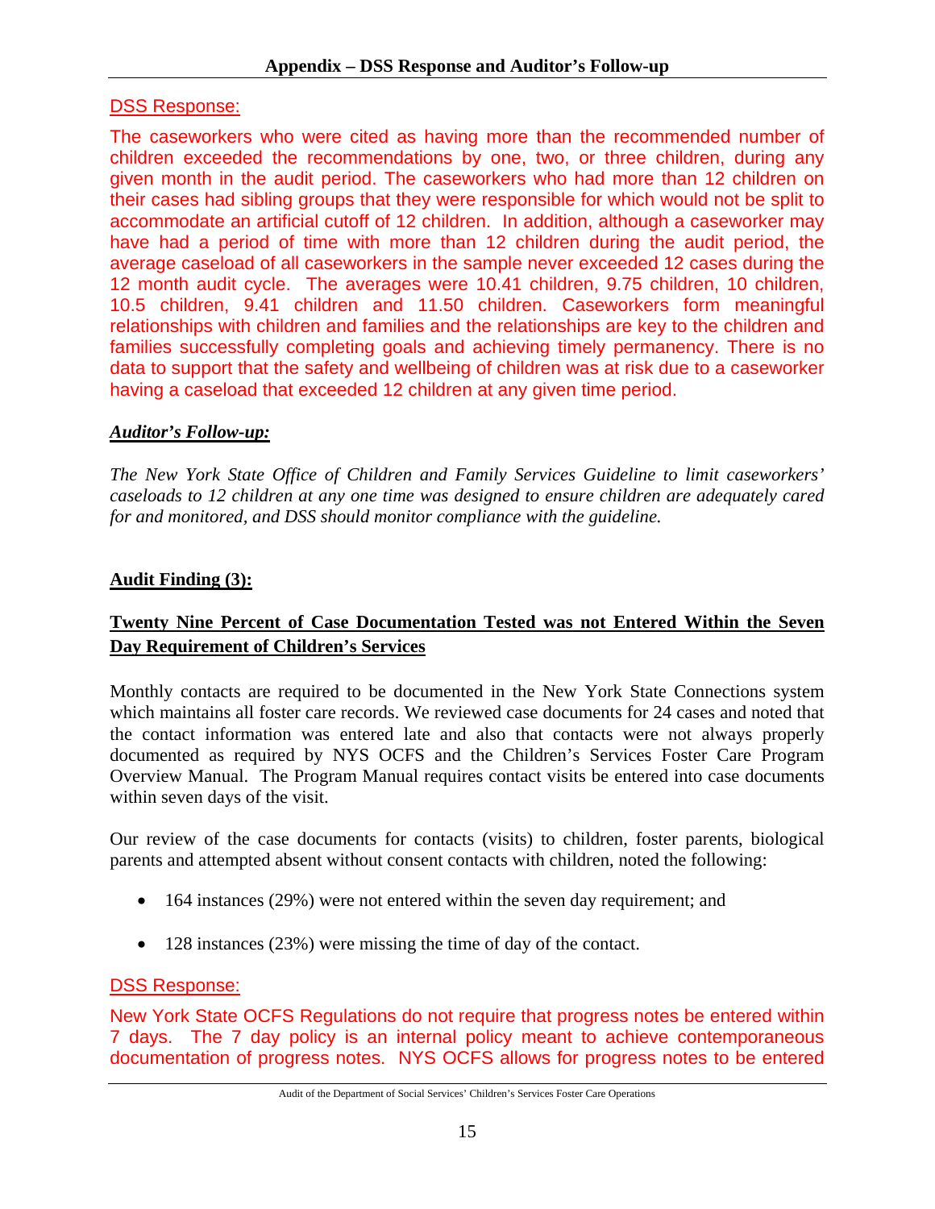DSS Response:

The caseworkers who were cited as having more than the recommended number of children exceeded the recommendations by one, two, or three children, during any given month in the audit period. The caseworkers who had more than 12 children on their cases had sibling groups that they were responsible for which would not be split to accommodate an artificial cutoff of 12 children. In addition, although a caseworker may have had a period of time with more than 12 children during the audit period, the average caseload of all caseworkers in the sample never exceeded 12 cases during the 12 month audit cycle. The averages were 10.41 children, 9.75 children, 10 children, 10.5 children, 9.41 children and 11.50 children. Caseworkers form meaningful relationships with children and families and the relationships are key to the children and families successfully completing goals and achieving timely permanency. There is no data to support that the safety and wellbeing of children was at risk due to a caseworker having a caseload that exceeded 12 children at any given time period.

***Auditor's Follow-up:***

*The New York State Office of Children and Family Services Guideline to limit caseworkers' caseloads to 12 children at any one time was designed to ensure children are adequately cared for and monitored, and DSS should monitor compliance with the guideline.*

**Audit Finding (3):**

**Twenty Nine Percent of Case Documentation Tested was not Entered Within the Seven Day Requirement of Children's Services**

Monthly contacts are required to be documented in the New York State Connections system which maintains all foster care records. We reviewed case documents for 24 cases and noted that the contact information was entered late and also that contacts were not always properly documented as required by NYS OCFS and the Children's Services Foster Care Program Overview Manual. The Program Manual requires contact visits be entered into case documents within seven days of the visit.

Our review of the case documents for contacts (visits) to children, foster parents, biological parents and attempted absent without consent contacts with children, noted the following:

- 164 instances (29%) were not entered within the seven day requirement; and
- 128 instances (23%) were missing the time of day of the contact.

DSS Response:

New York State OCFS Regulations do not require that progress notes be entered within 7 days. The 7 day policy is an internal policy meant to achieve contemporaneous documentation of progress notes. NYS OCFS allows for progress notes to be entered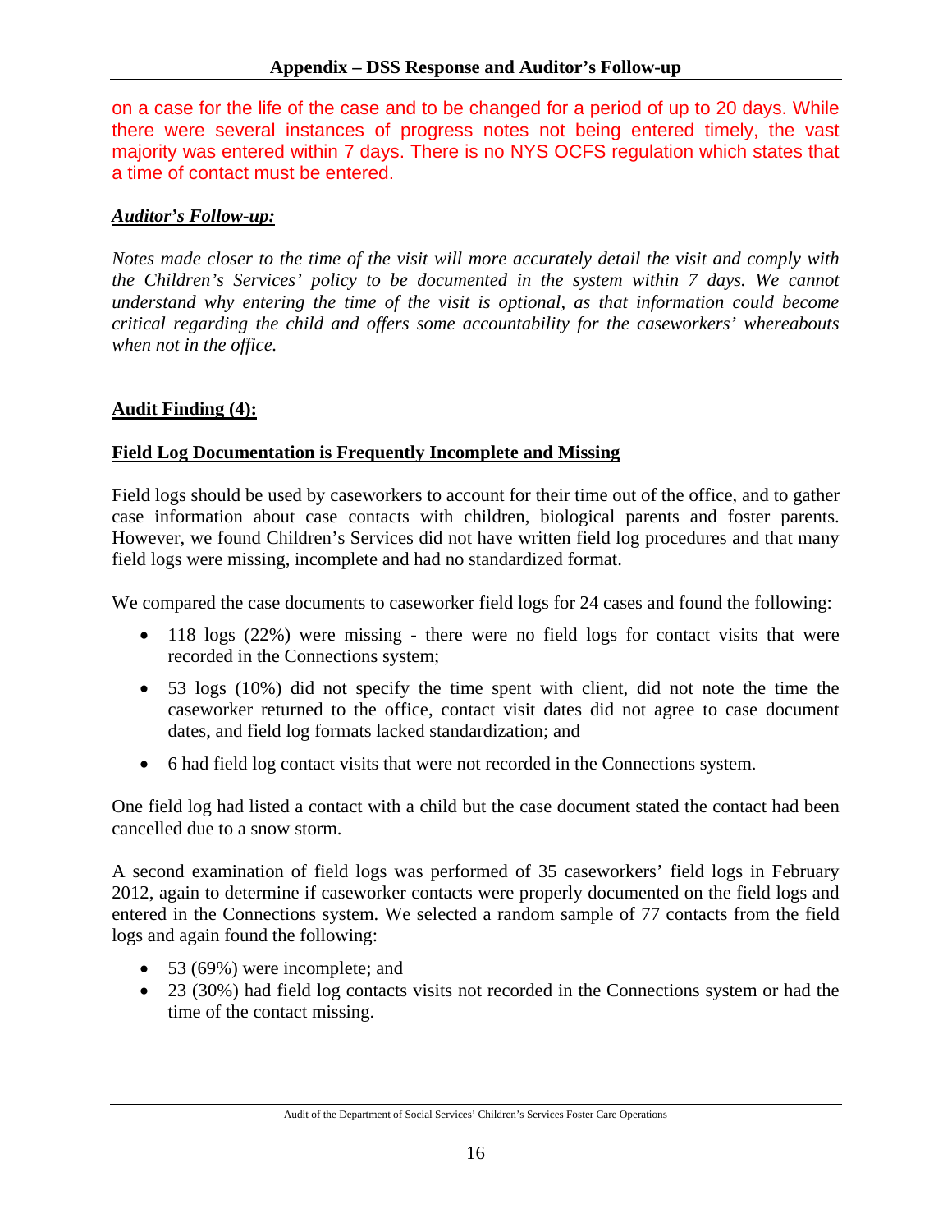on a case for the life of the case and to be changed for a period of up to 20 days. While there were several instances of progress notes not being entered timely, the vast majority was entered within 7 days. There is no NYS OCFS regulation which states that a time of contact must be entered.

***Auditor's Follow-up:***

*Notes made closer to the time of the visit will more accurately detail the visit and comply with the Children's Services' policy to be documented in the system within 7 days. We cannot understand why entering the time of the visit is optional, as that information could become critical regarding the child and offers some accountability for the caseworkers' whereabouts when not in the office.*

**Audit Finding (4):**

**Field Log Documentation is Frequently Incomplete and Missing**

Field logs should be used by caseworkers to account for their time out of the office, and to gather case information about case contacts with children, biological parents and foster parents. However, we found Children's Services did not have written field log procedures and that many field logs were missing, incomplete and had no standardized format.

We compared the case documents to caseworker field logs for 24 cases and found the following:

- 118 logs (22%) were missing - there were no field logs for contact visits that were recorded in the Connections system;
- 53 logs (10%) did not specify the time spent with client, did not note the time the caseworker returned to the office, contact visit dates did not agree to case document dates, and field log formats lacked standardization; and
- 6 had field log contact visits that were not recorded in the Connections system.

One field log had listed a contact with a child but the case document stated the contact had been cancelled due to a snow storm.

A second examination of field logs was performed of 35 caseworkers' field logs in February 2012, again to determine if caseworker contacts were properly documented on the field logs and entered in the Connections system. We selected a random sample of 77 contacts from the field logs and again found the following:

- 53 (69%) were incomplete; and
- 23 (30%) had field log contacts visits not recorded in the Connections system or had the time of the contact missing.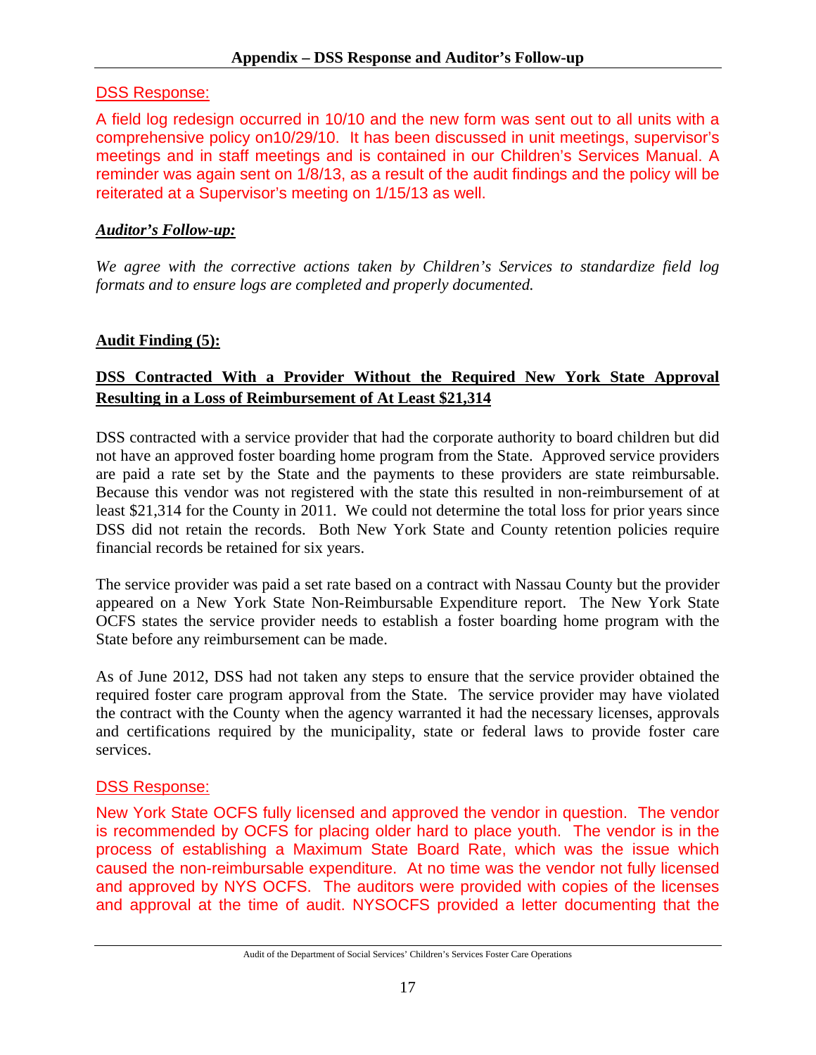## Appendix – DSS Response and Auditor's Follow-up

DSS Response:

A field log redesign occurred in 10/10 and the new form was sent out to all units with a comprehensive policy on10/29/10. It has been discussed in unit meetings, supervisor's meetings and in staff meetings and is contained in our Children's Services Manual. A reminder was again sent on 1/8/13, as a result of the audit findings and the policy will be reiterated at a Supervisor's meeting on 1/15/13 as well.

***Auditor's Follow-up:***

*We agree with the corrective actions taken by Children's Services to standardize field log formats and to ensure logs are completed and properly documented.*

**Audit Finding (5):**

**DSS Contracted With a Provider Without the Required New York State Approval Resulting in a Loss of Reimbursement of At Least $21,314**

DSS contracted with a service provider that had the corporate authority to board children but did not have an approved foster boarding home program from the State. Approved service providers are paid a rate set by the State and the payments to these providers are state reimbursable. Because this vendor was not registered with the state this resulted in non-reimbursement of at least $21,314 for the County in 2011. We could not determine the total loss for prior years since DSS did not retain the records. Both New York State and County retention policies require financial records be retained for six years.

The service provider was paid a set rate based on a contract with Nassau County but the provider appeared on a New York State Non-Reimbursable Expenditure report. The New York State OCFS states the service provider needs to establish a foster boarding home program with the State before any reimbursement can be made.

As of June 2012, DSS had not taken any steps to ensure that the service provider obtained the required foster care program approval from the State. The service provider may have violated the contract with the County when the agency warranted it had the necessary licenses, approvals and certifications required by the municipality, state or federal laws to provide foster care services.

DSS Response:

New York State OCFS fully licensed and approved the vendor in question. The vendor is recommended by OCFS for placing older hard to place youth. The vendor is in the process of establishing a Maximum State Board Rate, which was the issue which caused the non-reimbursable expenditure. At no time was the vendor not fully licensed and approved by NYS OCFS. The auditors were provided with copies of the licenses and approval at the time of audit. NYSOCFS provided a letter documenting that the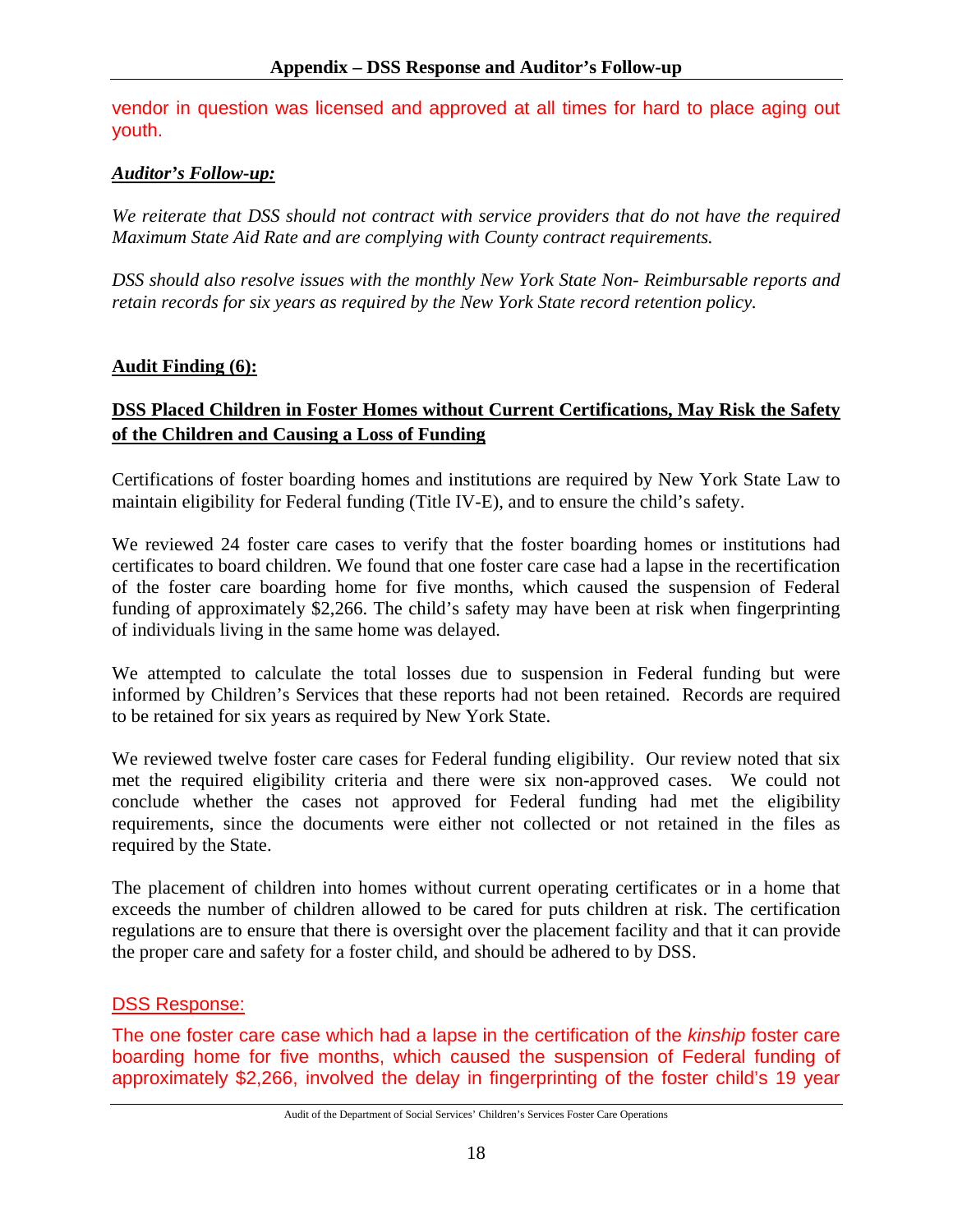vendor in question was licensed and approved at all times for hard to place aging out youth.

***Auditor's Follow-up:***

*We reiterate that DSS should not contract with service providers that do not have the required Maximum State Aid Rate and are complying with County contract requirements.*

*DSS should also resolve issues with the monthly New York State Non- Reimbursable reports and retain records for six years as required by the New York State record retention policy.*

**Audit Finding (6):**

**DSS Placed Children in Foster Homes without Current Certifications, May Risk the Safety of the Children and Causing a Loss of Funding**

Certifications of foster boarding homes and institutions are required by New York State Law to maintain eligibility for Federal funding (Title IV-E), and to ensure the child's safety.

We reviewed 24 foster care cases to verify that the foster boarding homes or institutions had certificates to board children. We found that one foster care case had a lapse in the recertification of the foster care boarding home for five months, which caused the suspension of Federal funding of approximately $2,266. The child's safety may have been at risk when fingerprinting of individuals living in the same home was delayed.

We attempted to calculate the total losses due to suspension in Federal funding but were informed by Children's Services that these reports had not been retained. Records are required to be retained for six years as required by New York State.

We reviewed twelve foster care cases for Federal funding eligibility. Our review noted that six met the required eligibility criteria and there were six non-approved cases. We could not conclude whether the cases not approved for Federal funding had met the eligibility requirements, since the documents were either not collected or not retained in the files as required by the State.

The placement of children into homes without current operating certificates or in a home that exceeds the number of children allowed to be cared for puts children at risk. The certification regulations are to ensure that there is oversight over the placement facility and that it can provide the proper care and safety for a foster child, and should be adhered to by DSS.

DSS Response:

The one foster care case which had a lapse in the certification of the *kinship* foster care boarding home for five months, which caused the suspension of Federal funding of approximately $2,266, involved the delay in fingerprinting of the foster child's 19 year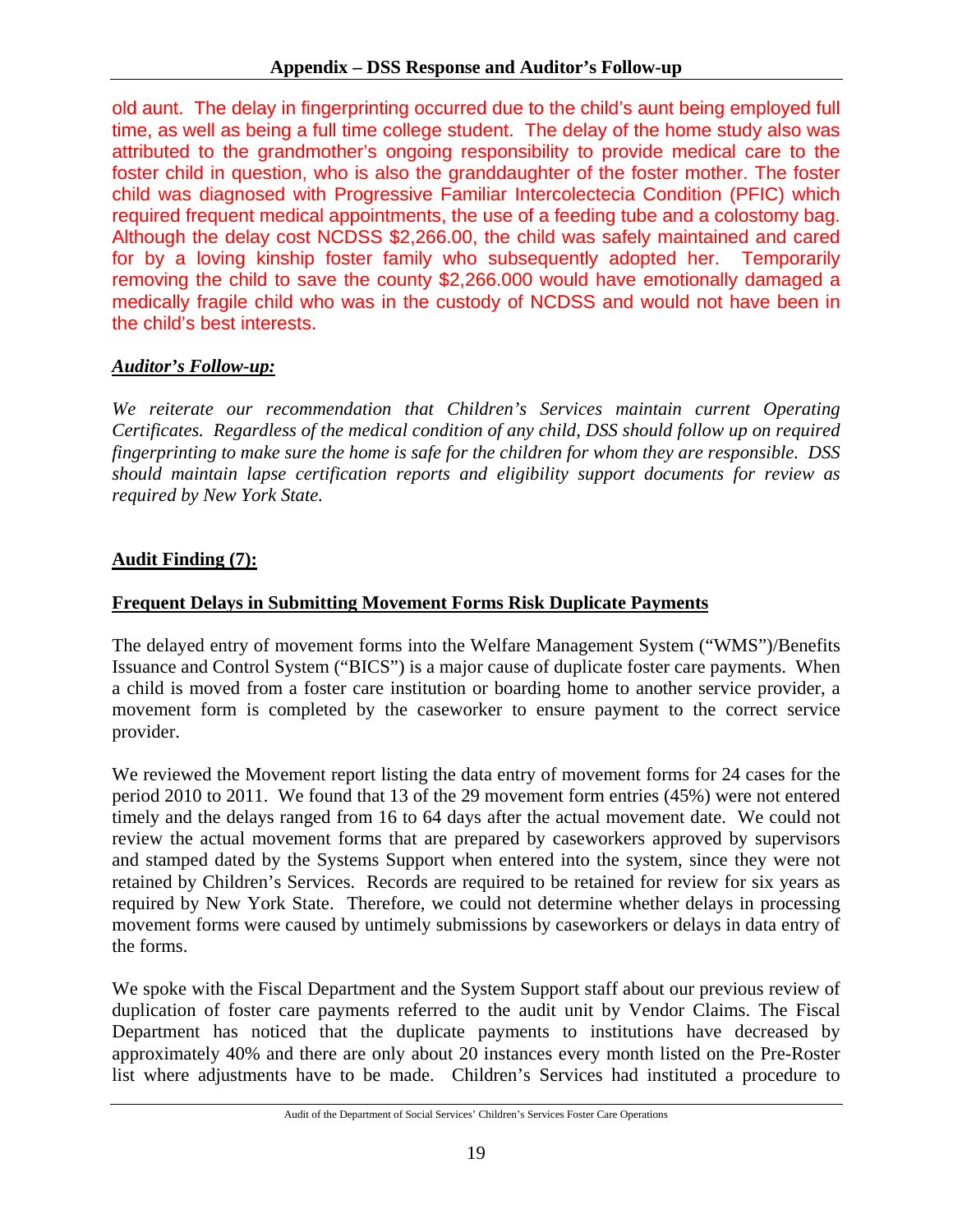old aunt. The delay in fingerprinting occurred due to the child's aunt being employed full time, as well as being a full time college student. The delay of the home study also was attributed to the grandmother's ongoing responsibility to provide medical care to the foster child in question, who is also the granddaughter of the foster mother. The foster child was diagnosed with Progressive Familiar Intercolectecia Condition (PFIC) which required frequent medical appointments, the use of a feeding tube and a colostomy bag. Although the delay cost NCDSS $2,266.00, the child was safely maintained and cared for by a loving kinship foster family who subsequently adopted her. Temporarily removing the child to save the county $2,266.000 would have emotionally damaged a medically fragile child who was in the custody of NCDSS and would not have been in the child's best interests.

***Auditor's Follow-up:***

*We reiterate our recommendation that Children's Services maintain current Operating Certificates. Regardless of the medical condition of any child, DSS should follow up on required fingerprinting to make sure the home is safe for the children for whom they are responsible. DSS should maintain lapse certification reports and eligibility support documents for review as required by New York State.*

**Audit Finding (7):**

**Frequent Delays in Submitting Movement Forms Risk Duplicate Payments**

The delayed entry of movement forms into the Welfare Management System ("WMS")/Benefits Issuance and Control System ("BICS") is a major cause of duplicate foster care payments. When a child is moved from a foster care institution or boarding home to another service provider, a movement form is completed by the caseworker to ensure payment to the correct service provider.

We reviewed the Movement report listing the data entry of movement forms for 24 cases for the period 2010 to 2011. We found that 13 of the 29 movement form entries (45%) were not entered timely and the delays ranged from 16 to 64 days after the actual movement date. We could not review the actual movement forms that are prepared by caseworkers approved by supervisors and stamped dated by the Systems Support when entered into the system, since they were not retained by Children's Services. Records are required to be retained for review for six years as required by New York State. Therefore, we could not determine whether delays in processing movement forms were caused by untimely submissions by caseworkers or delays in data entry of the forms.

We spoke with the Fiscal Department and the System Support staff about our previous review of duplication of foster care payments referred to the audit unit by Vendor Claims. The Fiscal Department has noticed that the duplicate payments to institutions have decreased by approximately 40% and there are only about 20 instances every month listed on the Pre-Roster list where adjustments have to be made. Children's Services had instituted a procedure to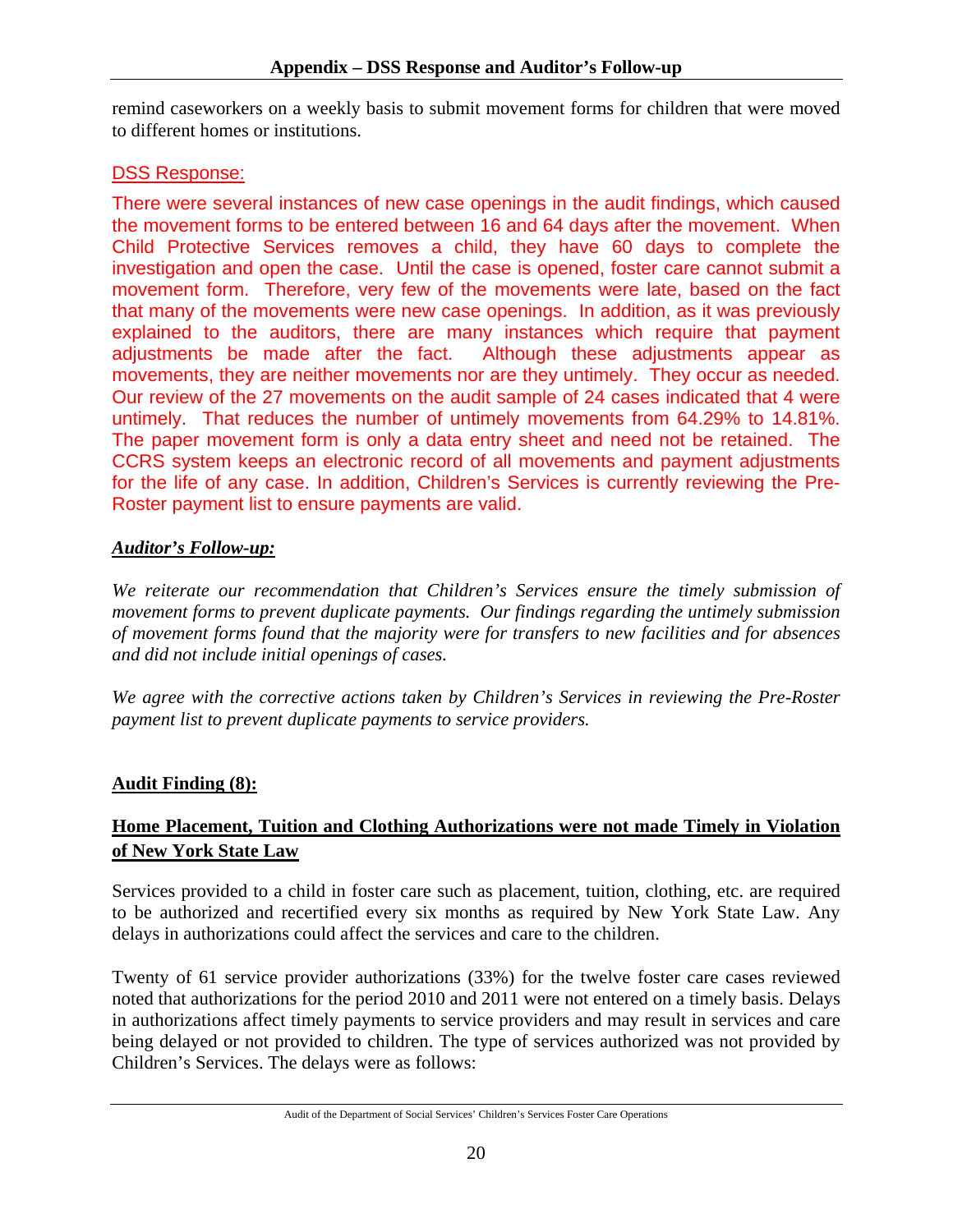remind caseworkers on a weekly basis to submit movement forms for children that were moved to different homes or institutions.

DSS Response:

There were several instances of new case openings in the audit findings, which caused the movement forms to be entered between 16 and 64 days after the movement. When Child Protective Services removes a child, they have 60 days to complete the investigation and open the case. Until the case is opened, foster care cannot submit a movement form. Therefore, very few of the movements were late, based on the fact that many of the movements were new case openings. In addition, as it was previously explained to the auditors, there are many instances which require that payment adjustments be made after the fact. Although these adjustments appear as movements, they are neither movements nor are they untimely. They occur as needed. Our review of the 27 movements on the audit sample of 24 cases indicated that 4 were untimely. That reduces the number of untimely movements from 64.29% to 14.81%. The paper movement form is only a data entry sheet and need not be retained. The CCRS system keeps an electronic record of all movements and payment adjustments for the life of any case. In addition, Children's Services is currently reviewing the Pre-Roster payment list to ensure payments are valid.

***Auditor's Follow-up:***

*We reiterate our recommendation that Children's Services ensure the timely submission of movement forms to prevent duplicate payments. Our findings regarding the untimely submission of movement forms found that the majority were for transfers to new facilities and for absences and did not include initial openings of cases.*

*We agree with the corrective actions taken by Children's Services in reviewing the Pre-Roster payment list to prevent duplicate payments to service providers.*

**Audit Finding (8):**

**Home Placement, Tuition and Clothing Authorizations were not made Timely in Violation of New York State Law**

Services provided to a child in foster care such as placement, tuition, clothing, etc. are required to be authorized and recertified every six months as required by New York State Law. Any delays in authorizations could affect the services and care to the children.

Twenty of 61 service provider authorizations (33%) for the twelve foster care cases reviewed noted that authorizations for the period 2010 and 2011 were not entered on a timely basis. Delays in authorizations affect timely payments to service providers and may result in services and care being delayed or not provided to children. The type of services authorized was not provided by Children's Services. The delays were as follows: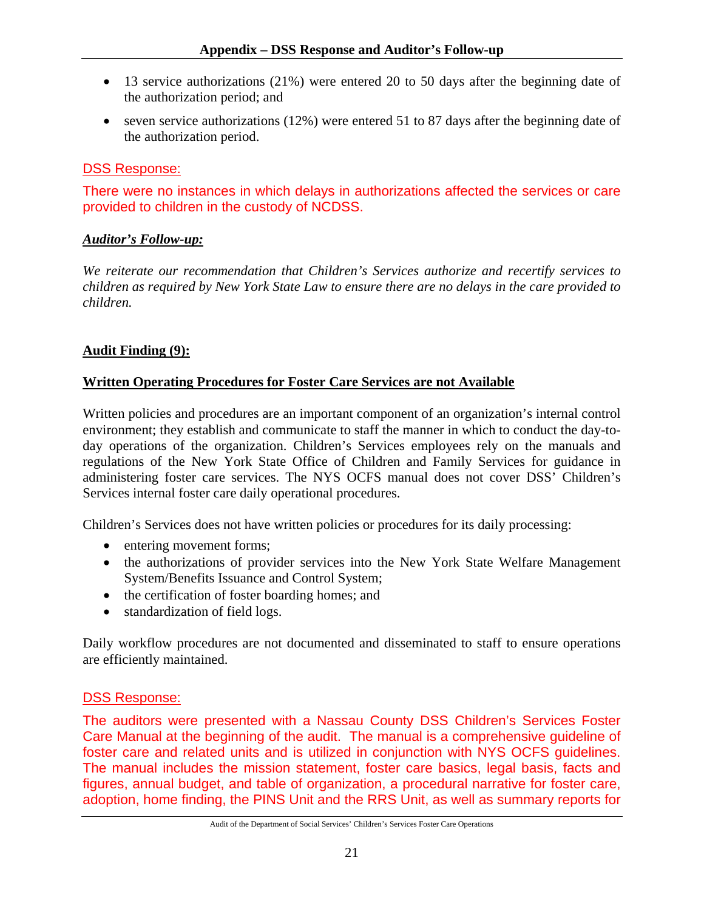- 13 service authorizations (21%) were entered 20 to 50 days after the beginning date of the authorization period; and
- seven service authorizations (12%) were entered 51 to 87 days after the beginning date of the authorization period.

DSS Response:

There were no instances in which delays in authorizations affected the services or care provided to children in the custody of NCDSS.

***Auditor's Follow-up:***

*We reiterate our recommendation that Children's Services authorize and recertify services to children as required by New York State Law to ensure there are no delays in the care provided to children.*

**Audit Finding (9):**

**Written Operating Procedures for Foster Care Services are not Available**

Written policies and procedures are an important component of an organization's internal control environment; they establish and communicate to staff the manner in which to conduct the day-to-day operations of the organization. Children's Services employees rely on the manuals and regulations of the New York State Office of Children and Family Services for guidance in administering foster care services. The NYS OCFS manual does not cover DSS' Children's Services internal foster care daily operational procedures.

Children's Services does not have written policies or procedures for its daily processing:

- entering movement forms;
- the authorizations of provider services into the New York State Welfare Management System/Benefits Issuance and Control System;
- the certification of foster boarding homes; and
- standardization of field logs.

Daily workflow procedures are not documented and disseminated to staff to ensure operations are efficiently maintained.

DSS Response:

The auditors were presented with a Nassau County DSS Children's Services Foster Care Manual at the beginning of the audit. The manual is a comprehensive guideline of foster care and related units and is utilized in conjunction with NYS OCFS guidelines. The manual includes the mission statement, foster care basics, legal basis, facts and figures, annual budget, and table of organization, a procedural narrative for foster care, adoption, home finding, the PINS Unit and the RRS Unit, as well as summary reports for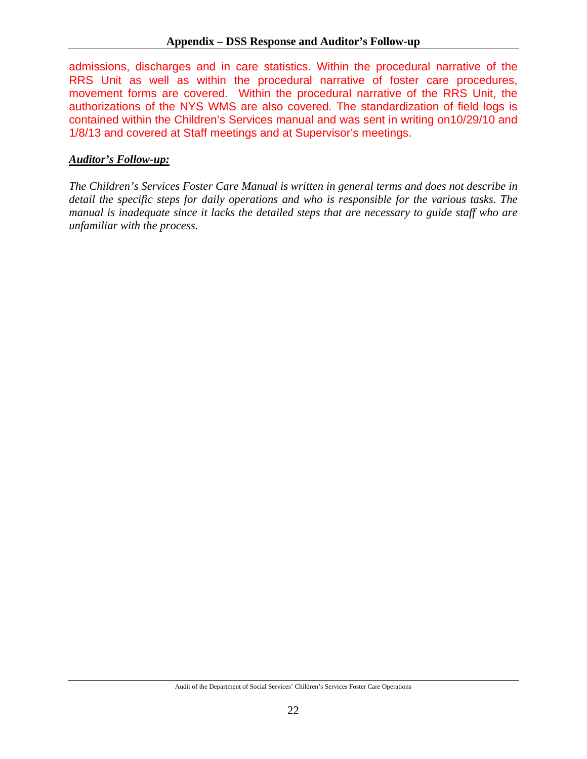admissions, discharges and in care statistics. Within the procedural narrative of the RRS Unit as well as within the procedural narrative of foster care procedures, movement forms are covered. Within the procedural narrative of the RRS Unit, the authorizations of the NYS WMS are also covered. The standardization of field logs is contained within the Children's Services manual and was sent in writing on10/29/10 and 1/8/13 and covered at Staff meetings and at Supervisor's meetings.

***Auditor's Follow-up:***

*The Children's Services Foster Care Manual is written in general terms and does not describe in detail the specific steps for daily operations and who is responsible for the various tasks. The manual is inadequate since it lacks the detailed steps that are necessary to guide staff who are unfamiliar with the process.*